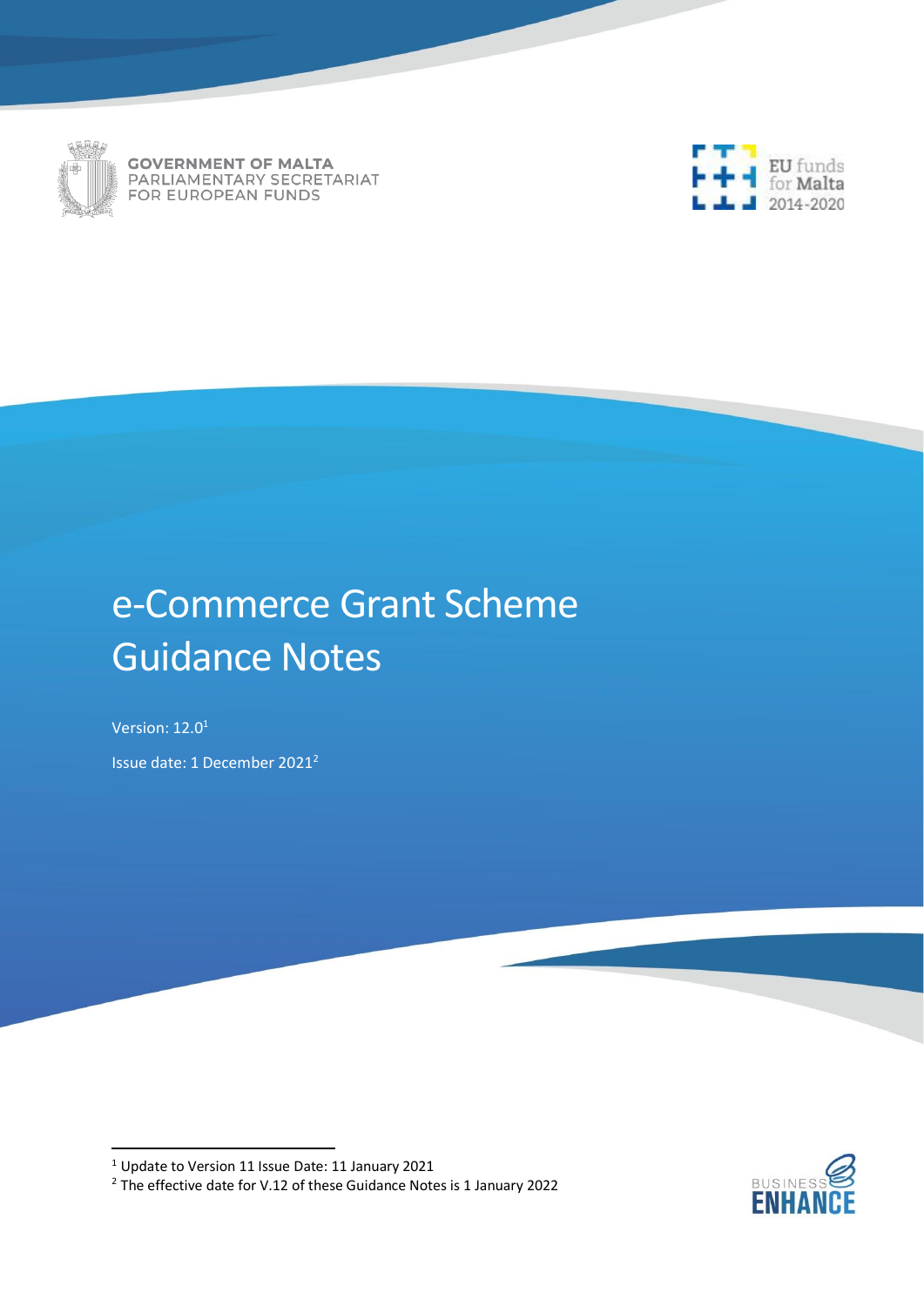GOVERNMENT OF MALTA
PARLIAMENTARY SECRETARIAT
FOR EUROPEAN FUNDS

EU funds for Malta 2014-2020

# e-Commerce Grant Scheme Guidance Notes

Version: 12.0[1]

Issue date: 1 December 2021[2]

[1] Update to Version 11 Issue Date: 11 January 2021

[2] The effective date for V.12 of these Guidance Notes is 1 January 2022

BUSINESS ENHANCE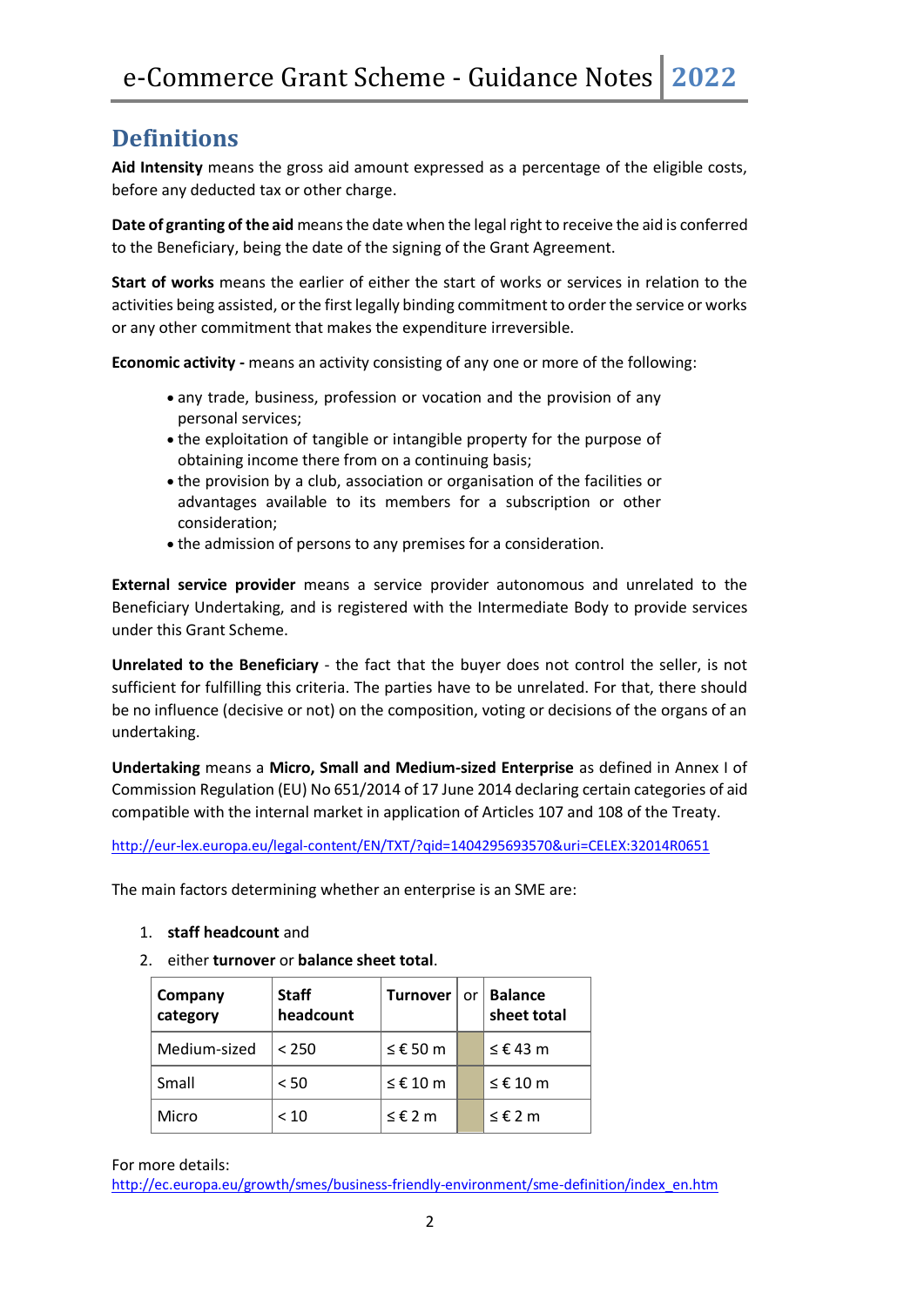## Definitions

**Aid Intensity** means the gross aid amount expressed as a percentage of the eligible costs, before any deducted tax or other charge.

**Date of granting of the aid** means the date when the legal right to receive the aid is conferred to the Beneficiary, being the date of the signing of the Grant Agreement.

**Start of works** means the earlier of either the start of works or services in relation to the activities being assisted, or the first legally binding commitment to order the service or works or any other commitment that makes the expenditure irreversible.

**Economic activity -** means an activity consisting of any one or more of the following:

- any trade, business, profession or vocation and the provision of any personal services;
- the exploitation of tangible or intangible property for the purpose of obtaining income there from on a continuing basis;
- the provision by a club, association or organisation of the facilities or advantages available to its members for a subscription or other consideration;
- the admission of persons to any premises for a consideration.

**External service provider** means a service provider autonomous and unrelated to the Beneficiary Undertaking, and is registered with the Intermediate Body to provide services under this Grant Scheme.

**Unrelated to the Beneficiary** - the fact that the buyer does not control the seller, is not sufficient for fulfilling this criteria. The parties have to be unrelated. For that, there should be no influence (decisive or not) on the composition, voting or decisions of the organs of an undertaking.

**Undertaking** means a **Micro, Small and Medium-sized Enterprise** as defined in Annex I of Commission Regulation (EU) No 651/2014 of 17 June 2014 declaring certain categories of aid compatible with the internal market in application of Articles 107 and 108 of the Treaty.

http://eur-lex.europa.eu/legal-content/EN/TXT/?qid=1404295693570&uri=CELEX:32014R0651

The main factors determining whether an enterprise is an SME are:

1. **staff headcount** and
2. either **turnover** or **balance sheet total**.

| Company category | Staff headcount | Turnover | or | Balance sheet total |
|---|---|---|---|---|
| Medium-sized | < 250 | ≤ € 50 m | | ≤ € 43 m |
| Small | < 50 | ≤ € 10 m | | ≤ € 10 m |
| Micro | < 10 | ≤ € 2 m | | ≤ € 2 m |

For more details:
http://ec.europa.eu/growth/smes/business-friendly-environment/sme-definition/index_en.htm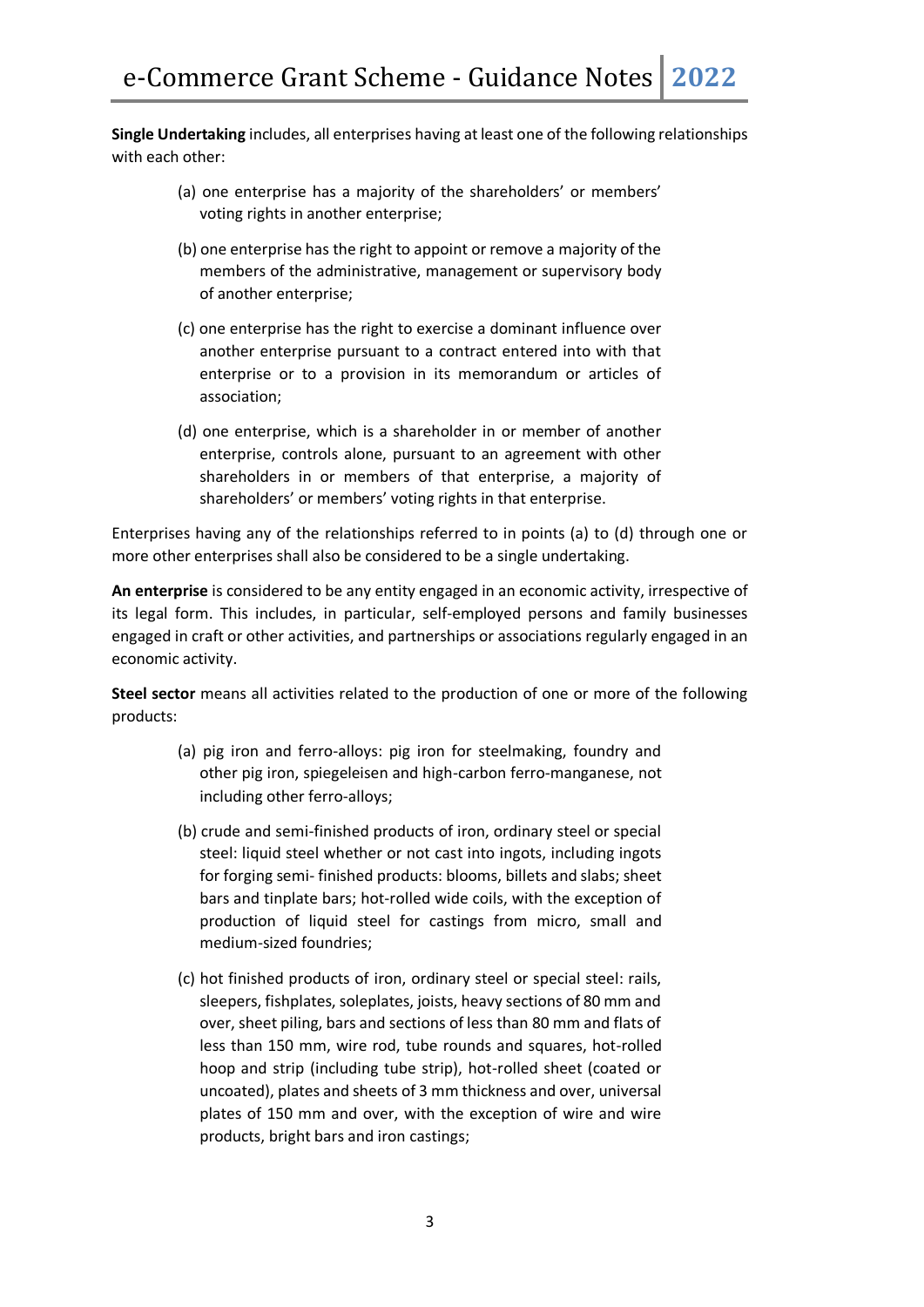**Single Undertaking** includes, all enterprises having at least one of the following relationships with each other:

(a) one enterprise has a majority of the shareholders' or members' voting rights in another enterprise;

(b) one enterprise has the right to appoint or remove a majority of the members of the administrative, management or supervisory body of another enterprise;

(c) one enterprise has the right to exercise a dominant influence over another enterprise pursuant to a contract entered into with that enterprise or to a provision in its memorandum or articles of association;

(d) one enterprise, which is a shareholder in or member of another enterprise, controls alone, pursuant to an agreement with other shareholders in or members of that enterprise, a majority of shareholders' or members' voting rights in that enterprise.

Enterprises having any of the relationships referred to in points (a) to (d) through one or more other enterprises shall also be considered to be a single undertaking.

**An enterprise** is considered to be any entity engaged in an economic activity, irrespective of its legal form. This includes, in particular, self-employed persons and family businesses engaged in craft or other activities, and partnerships or associations regularly engaged in an economic activity.

**Steel sector** means all activities related to the production of one or more of the following products:

(a) pig iron and ferro-alloys: pig iron for steelmaking, foundry and other pig iron, spiegeleisen and high-carbon ferro-manganese, not including other ferro-alloys;

(b) crude and semi-finished products of iron, ordinary steel or special steel: liquid steel whether or not cast into ingots, including ingots for forging semi- finished products: blooms, billets and slabs; sheet bars and tinplate bars; hot-rolled wide coils, with the exception of production of liquid steel for castings from micro, small and medium-sized foundries;

(c) hot finished products of iron, ordinary steel or special steel: rails, sleepers, fishplates, soleplates, joists, heavy sections of 80 mm and over, sheet piling, bars and sections of less than 80 mm and flats of less than 150 mm, wire rod, tube rounds and squares, hot-rolled hoop and strip (including tube strip), hot-rolled sheet (coated or uncoated), plates and sheets of 3 mm thickness and over, universal plates of 150 mm and over, with the exception of wire and wire products, bright bars and iron castings;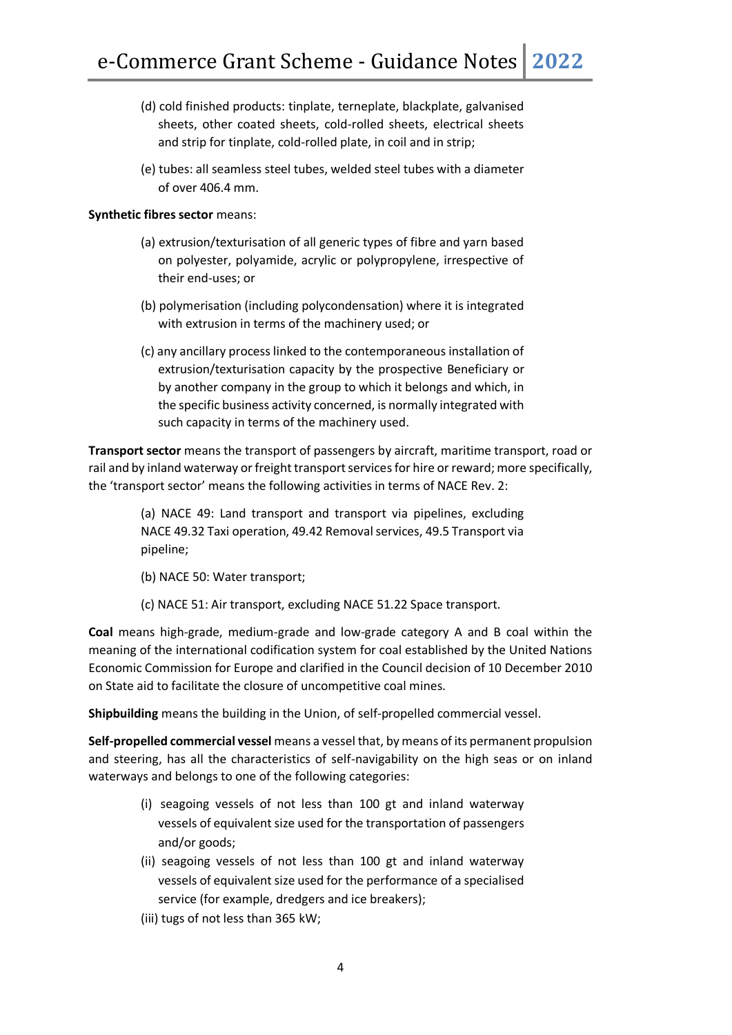(d) cold finished products: tinplate, terneplate, blackplate, galvanised sheets, other coated sheets, cold-rolled sheets, electrical sheets and strip for tinplate, cold-rolled plate, in coil and in strip;

(e) tubes: all seamless steel tubes, welded steel tubes with a diameter of over 406.4 mm.

**Synthetic fibres sector** means:

(a) extrusion/texturisation of all generic types of fibre and yarn based on polyester, polyamide, acrylic or polypropylene, irrespective of their end-uses; or

(b) polymerisation (including polycondensation) where it is integrated with extrusion in terms of the machinery used; or

(c) any ancillary process linked to the contemporaneous installation of extrusion/texturisation capacity by the prospective Beneficiary or by another company in the group to which it belongs and which, in the specific business activity concerned, is normally integrated with such capacity in terms of the machinery used.

**Transport sector** means the transport of passengers by aircraft, maritime transport, road or rail and by inland waterway or freight transport services for hire or reward; more specifically, the 'transport sector' means the following activities in terms of NACE Rev. 2:

(a) NACE 49: Land transport and transport via pipelines, excluding NACE 49.32 Taxi operation, 49.42 Removal services, 49.5 Transport via pipeline;

(b) NACE 50: Water transport;

(c) NACE 51: Air transport, excluding NACE 51.22 Space transport.

**Coal** means high-grade, medium-grade and low-grade category A and B coal within the meaning of the international codification system for coal established by the United Nations Economic Commission for Europe and clarified in the Council decision of 10 December 2010 on State aid to facilitate the closure of uncompetitive coal mines.

**Shipbuilding** means the building in the Union, of self-propelled commercial vessel.

**Self-propelled commercial vessel** means a vessel that, by means of its permanent propulsion and steering, has all the characteristics of self-navigability on the high seas or on inland waterways and belongs to one of the following categories:

(i) seagoing vessels of not less than 100 gt and inland waterway vessels of equivalent size used for the transportation of passengers and/or goods;

(ii) seagoing vessels of not less than 100 gt and inland waterway vessels of equivalent size used for the performance of a specialised service (for example, dredgers and ice breakers);

(iii) tugs of not less than 365 kW;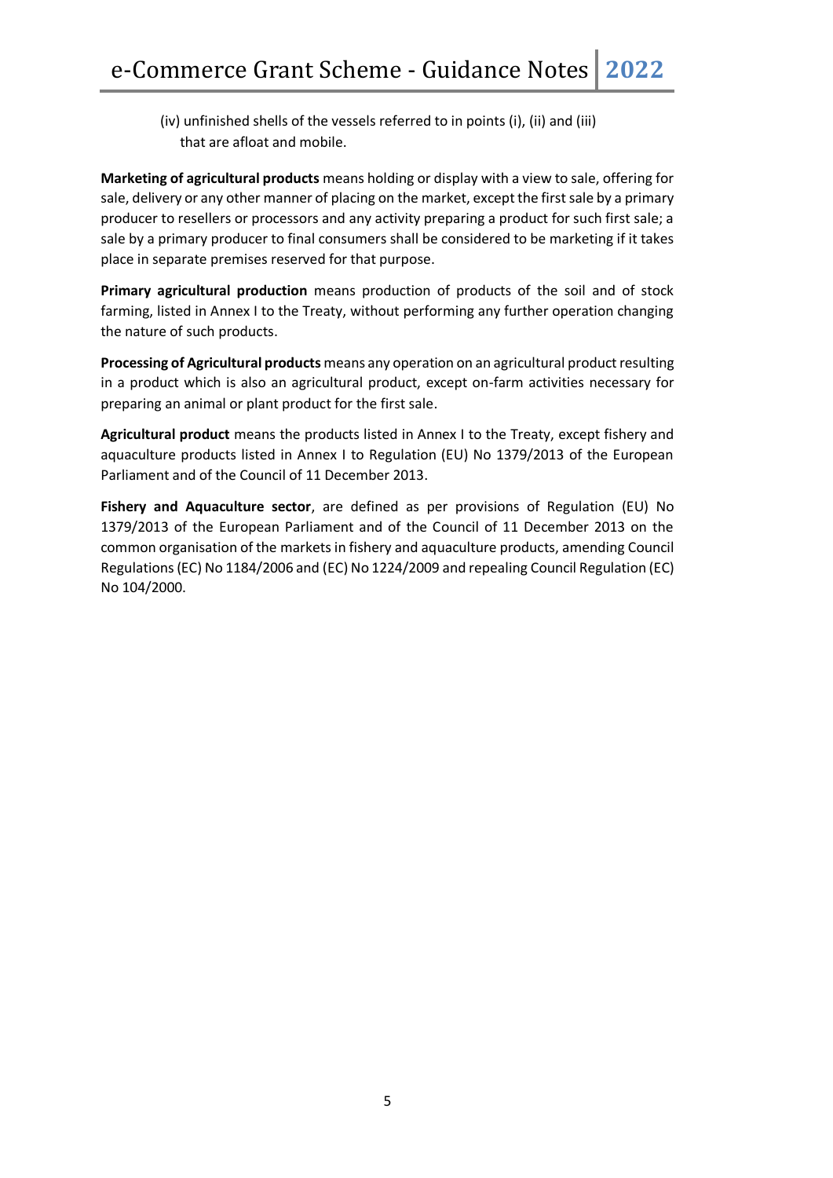(iv) unfinished shells of the vessels referred to in points (i), (ii) and (iii) that are afloat and mobile.

**Marketing of agricultural products** means holding or display with a view to sale, offering for sale, delivery or any other manner of placing on the market, except the first sale by a primary producer to resellers or processors and any activity preparing a product for such first sale; a sale by a primary producer to final consumers shall be considered to be marketing if it takes place in separate premises reserved for that purpose.

**Primary agricultural production** means production of products of the soil and of stock farming, listed in Annex I to the Treaty, without performing any further operation changing the nature of such products.

**Processing of Agricultural products** means any operation on an agricultural product resulting in a product which is also an agricultural product, except on-farm activities necessary for preparing an animal or plant product for the first sale.

**Agricultural product** means the products listed in Annex I to the Treaty, except fishery and aquaculture products listed in Annex I to Regulation (EU) No 1379/2013 of the European Parliament and of the Council of 11 December 2013.

**Fishery and Aquaculture sector**, are defined as per provisions of Regulation (EU) No 1379/2013 of the European Parliament and of the Council of 11 December 2013 on the common organisation of the markets in fishery and aquaculture products, amending Council Regulations (EC) No 1184/2006 and (EC) No 1224/2009 and repealing Council Regulation (EC) No 104/2000.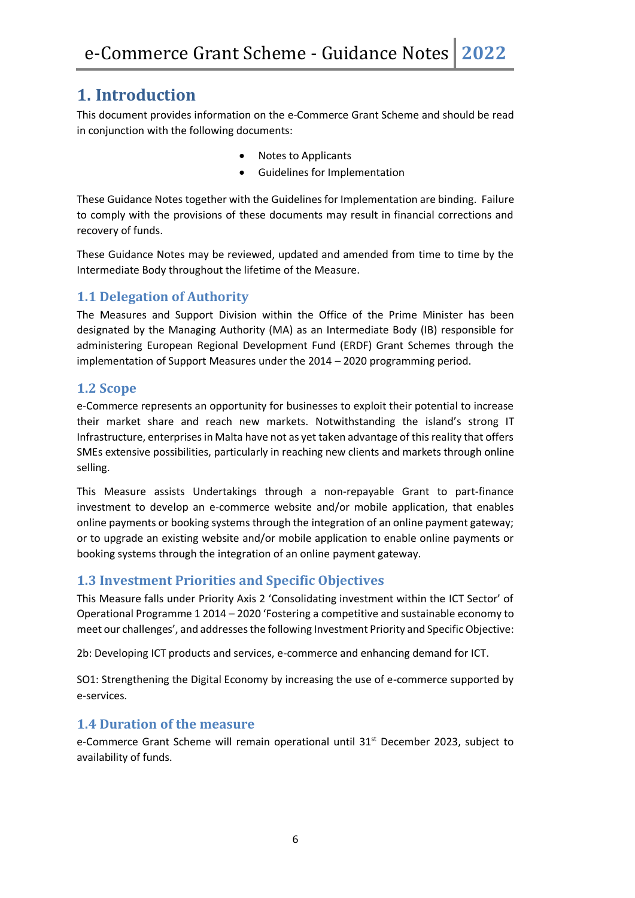# 1. Introduction

This document provides information on the e-Commerce Grant Scheme and should be read in conjunction with the following documents:

- Notes to Applicants
- Guidelines for Implementation

These Guidance Notes together with the Guidelines for Implementation are binding. Failure to comply with the provisions of these documents may result in financial corrections and recovery of funds.

These Guidance Notes may be reviewed, updated and amended from time to time by the Intermediate Body throughout the lifetime of the Measure.

## 1.1 Delegation of Authority

The Measures and Support Division within the Office of the Prime Minister has been designated by the Managing Authority (MA) as an Intermediate Body (IB) responsible for administering European Regional Development Fund (ERDF) Grant Schemes through the implementation of Support Measures under the 2014 – 2020 programming period.

## 1.2 Scope

e-Commerce represents an opportunity for businesses to exploit their potential to increase their market share and reach new markets. Notwithstanding the island's strong IT Infrastructure, enterprises in Malta have not as yet taken advantage of this reality that offers SMEs extensive possibilities, particularly in reaching new clients and markets through online selling.

This Measure assists Undertakings through a non-repayable Grant to part-finance investment to develop an e-commerce website and/or mobile application, that enables online payments or booking systems through the integration of an online payment gateway; or to upgrade an existing website and/or mobile application to enable online payments or booking systems through the integration of an online payment gateway.

## 1.3 Investment Priorities and Specific Objectives

This Measure falls under Priority Axis 2 'Consolidating investment within the ICT Sector' of Operational Programme 1 2014 – 2020 'Fostering a competitive and sustainable economy to meet our challenges', and addresses the following Investment Priority and Specific Objective:

2b: Developing ICT products and services, e-commerce and enhancing demand for ICT.

SO1: Strengthening the Digital Economy by increasing the use of e-commerce supported by e-services.

## 1.4 Duration of the measure

e-Commerce Grant Scheme will remain operational until 31st December 2023, subject to availability of funds.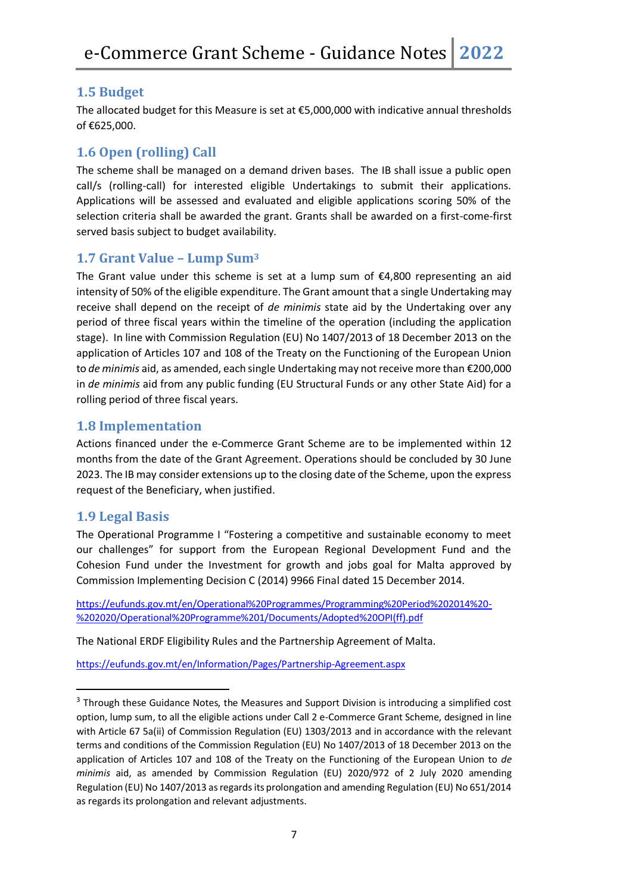## 1.5 Budget

The allocated budget for this Measure is set at €5,000,000 with indicative annual thresholds of €625,000.

## 1.6 Open (rolling) Call

The scheme shall be managed on a demand driven bases. The IB shall issue a public open call/s (rolling-call) for interested eligible Undertakings to submit their applications. Applications will be assessed and evaluated and eligible applications scoring 50% of the selection criteria shall be awarded the grant. Grants shall be awarded on a first-come-first served basis subject to budget availability.

## 1.7 Grant Value – Lump Sum[3]

The Grant value under this scheme is set at a lump sum of €4,800 representing an aid intensity of 50% of the eligible expenditure. The Grant amount that a single Undertaking may receive shall depend on the receipt of *de minimis* state aid by the Undertaking over any period of three fiscal years within the timeline of the operation (including the application stage). In line with Commission Regulation (EU) No 1407/2013 of 18 December 2013 on the application of Articles 107 and 108 of the Treaty on the Functioning of the European Union to *de minimis* aid, as amended, each single Undertaking may not receive more than €200,000 in *de minimis* aid from any public funding (EU Structural Funds or any other State Aid) for a rolling period of three fiscal years.

## 1.8 Implementation

Actions financed under the e-Commerce Grant Scheme are to be implemented within 12 months from the date of the Grant Agreement. Operations should be concluded by 30 June 2023. The IB may consider extensions up to the closing date of the Scheme, upon the express request of the Beneficiary, when justified.

## 1.9 Legal Basis

The Operational Programme I "Fostering a competitive and sustainable economy to meet our challenges" for support from the European Regional Development Fund and the Cohesion Fund under the Investment for growth and jobs goal for Malta approved by Commission Implementing Decision C (2014) 9966 Final dated 15 December 2014.

https://eufunds.gov.mt/en/Operational%20Programmes/Programming%20Period%202014%20-%202020/Operational%20Programme%201/Documents/Adopted%20OPI(ff).pdf

The National ERDF Eligibility Rules and the Partnership Agreement of Malta.

https://eufunds.gov.mt/en/Information/Pages/Partnership-Agreement.aspx

---

[3] Through these Guidance Notes, the Measures and Support Division is introducing a simplified cost option, lump sum, to all the eligible actions under Call 2 e-Commerce Grant Scheme, designed in line with Article 67 5a(ii) of Commission Regulation (EU) 1303/2013 and in accordance with the relevant terms and conditions of the Commission Regulation (EU) No 1407/2013 of 18 December 2013 on the application of Articles 107 and 108 of the Treaty on the Functioning of the European Union to *de minimis* aid, as amended by Commission Regulation (EU) 2020/972 of 2 July 2020 amending Regulation (EU) No 1407/2013 as regards its prolongation and amending Regulation (EU) No 651/2014 as regards its prolongation and relevant adjustments.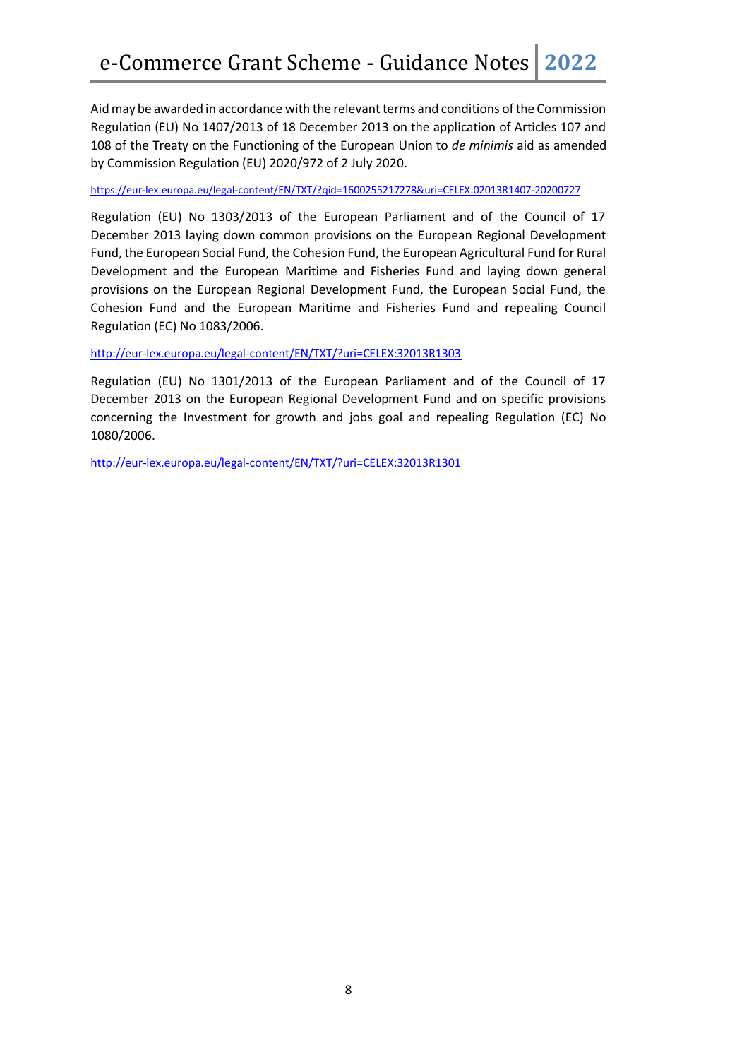Aid may be awarded in accordance with the relevant terms and conditions of the Commission Regulation (EU) No 1407/2013 of 18 December 2013 on the application of Articles 107 and 108 of the Treaty on the Functioning of the European Union to *de minimis* aid as amended by Commission Regulation (EU) 2020/972 of 2 July 2020.

https://eur-lex.europa.eu/legal-content/EN/TXT/?qid=1600255217278&uri=CELEX:02013R1407-20200727

Regulation (EU) No 1303/2013 of the European Parliament and of the Council of 17 December 2013 laying down common provisions on the European Regional Development Fund, the European Social Fund, the Cohesion Fund, the European Agricultural Fund for Rural Development and the European Maritime and Fisheries Fund and laying down general provisions on the European Regional Development Fund, the European Social Fund, the Cohesion Fund and the European Maritime and Fisheries Fund and repealing Council Regulation (EC) No 1083/2006.

http://eur-lex.europa.eu/legal-content/EN/TXT/?uri=CELEX:32013R1303

Regulation (EU) No 1301/2013 of the European Parliament and of the Council of 17 December 2013 on the European Regional Development Fund and on specific provisions concerning the Investment for growth and jobs goal and repealing Regulation (EC) No 1080/2006.

http://eur-lex.europa.eu/legal-content/EN/TXT/?uri=CELEX:32013R1301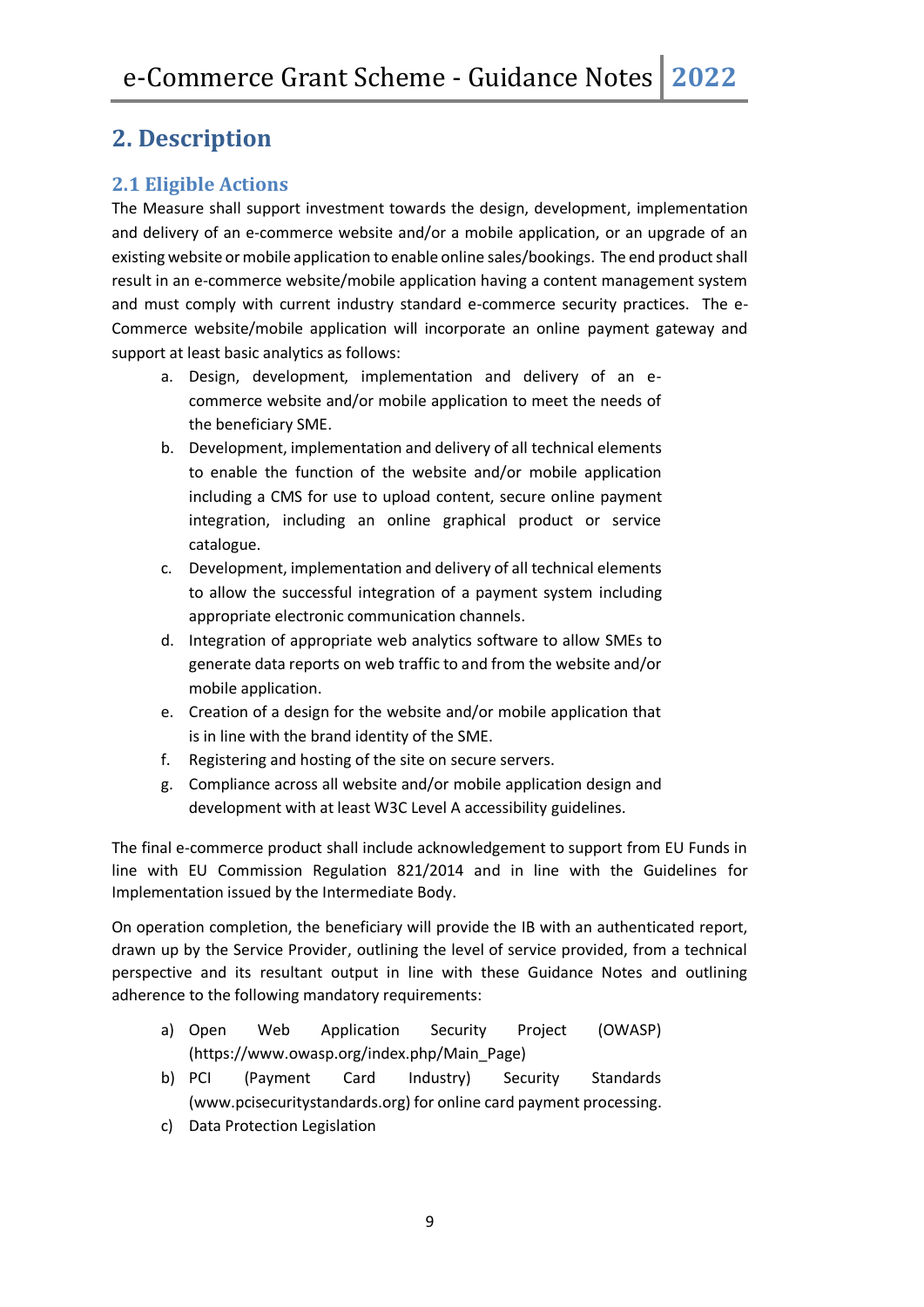# 2. Description

## 2.1 Eligible Actions

The Measure shall support investment towards the design, development, implementation and delivery of an e-commerce website and/or a mobile application, or an upgrade of an existing website or mobile application to enable online sales/bookings. The end product shall result in an e-commerce website/mobile application having a content management system and must comply with current industry standard e-commerce security practices. The e-Commerce website/mobile application will incorporate an online payment gateway and support at least basic analytics as follows:

a. Design, development, implementation and delivery of an e-commerce website and/or mobile application to meet the needs of the beneficiary SME.
b. Development, implementation and delivery of all technical elements to enable the function of the website and/or mobile application including a CMS for use to upload content, secure online payment integration, including an online graphical product or service catalogue.
c. Development, implementation and delivery of all technical elements to allow the successful integration of a payment system including appropriate electronic communication channels.
d. Integration of appropriate web analytics software to allow SMEs to generate data reports on web traffic to and from the website and/or mobile application.
e. Creation of a design for the website and/or mobile application that is in line with the brand identity of the SME.
f. Registering and hosting of the site on secure servers.
g. Compliance across all website and/or mobile application design and development with at least W3C Level A accessibility guidelines.

The final e-commerce product shall include acknowledgement to support from EU Funds in line with EU Commission Regulation 821/2014 and in line with the Guidelines for Implementation issued by the Intermediate Body.

On operation completion, the beneficiary will provide the IB with an authenticated report, drawn up by the Service Provider, outlining the level of service provided, from a technical perspective and its resultant output in line with these Guidance Notes and outlining adherence to the following mandatory requirements:

a) Open Web Application Security Project (OWASP) (https://www.owasp.org/index.php/Main_Page)
b) PCI (Payment Card Industry) Security Standards (www.pcisecuritystandards.org) for online card payment processing.
c) Data Protection Legislation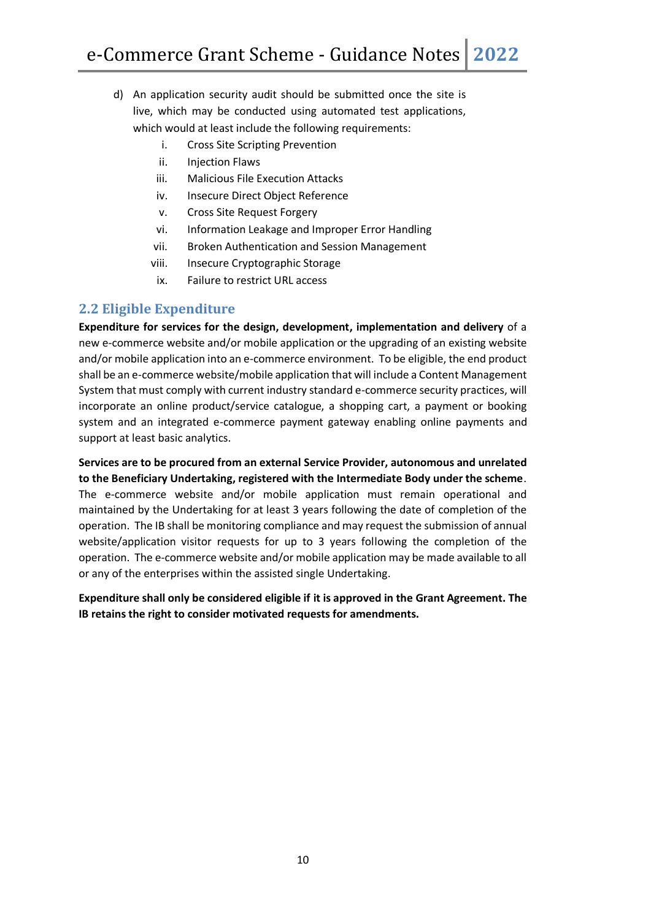d) An application security audit should be submitted once the site is live, which may be conducted using automated test applications, which would at least include the following requirements:
   i. Cross Site Scripting Prevention
   ii. Injection Flaws
   iii. Malicious File Execution Attacks
   iv. Insecure Direct Object Reference
   v. Cross Site Request Forgery
   vi. Information Leakage and Improper Error Handling
   vii. Broken Authentication and Session Management
   viii. Insecure Cryptographic Storage
   ix. Failure to restrict URL access

## 2.2 Eligible Expenditure

**Expenditure for services for the design, development, implementation and delivery** of a new e-commerce website and/or mobile application or the upgrading of an existing website and/or mobile application into an e-commerce environment. To be eligible, the end product shall be an e-commerce website/mobile application that will include a Content Management System that must comply with current industry standard e-commerce security practices, will incorporate an online product/service catalogue, a shopping cart, a payment or booking system and an integrated e-commerce payment gateway enabling online payments and support at least basic analytics.

**Services are to be procured from an external Service Provider, autonomous and unrelated to the Beneficiary Undertaking, registered with the Intermediate Body under the scheme**. The e-commerce website and/or mobile application must remain operational and maintained by the Undertaking for at least 3 years following the date of completion of the operation. The IB shall be monitoring compliance and may request the submission of annual website/application visitor requests for up to 3 years following the completion of the operation. The e-commerce website and/or mobile application may be made available to all or any of the enterprises within the assisted single Undertaking.

**Expenditure shall only be considered eligible if it is approved in the Grant Agreement. The IB retains the right to consider motivated requests for amendments.**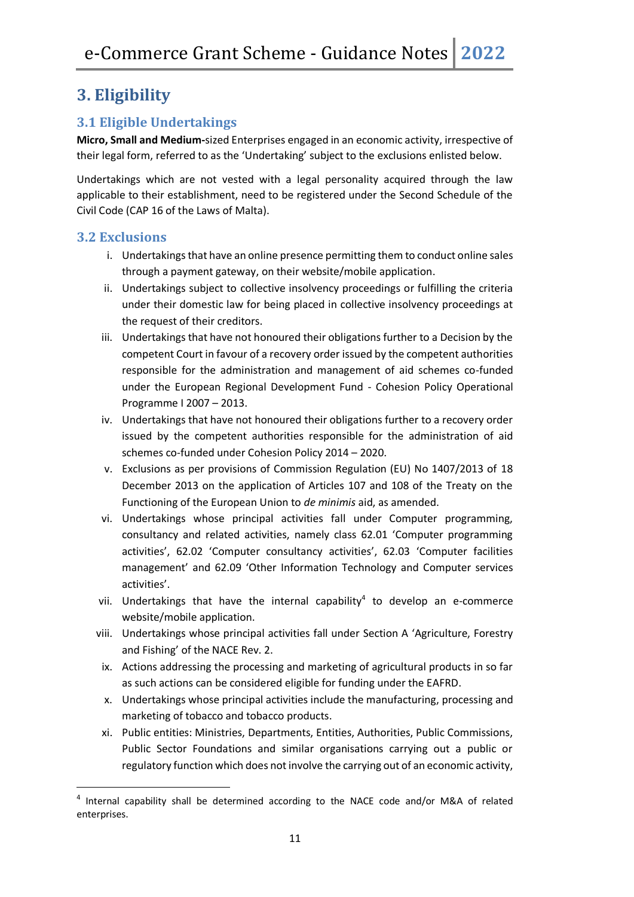# 3. Eligibility

## 3.1 Eligible Undertakings

**Micro, Small and Medium-**sized Enterprises engaged in an economic activity, irrespective of their legal form, referred to as the 'Undertaking' subject to the exclusions enlisted below.

Undertakings which are not vested with a legal personality acquired through the law applicable to their establishment, need to be registered under the Second Schedule of the Civil Code (CAP 16 of the Laws of Malta).

## 3.2 Exclusions

i. Undertakings that have an online presence permitting them to conduct online sales through a payment gateway, on their website/mobile application.

ii. Undertakings subject to collective insolvency proceedings or fulfilling the criteria under their domestic law for being placed in collective insolvency proceedings at the request of their creditors.

iii. Undertakings that have not honoured their obligations further to a Decision by the competent Court in favour of a recovery order issued by the competent authorities responsible for the administration and management of aid schemes co-funded under the European Regional Development Fund - Cohesion Policy Operational Programme I 2007 – 2013.

iv. Undertakings that have not honoured their obligations further to a recovery order issued by the competent authorities responsible for the administration of aid schemes co-funded under Cohesion Policy 2014 – 2020.

v. Exclusions as per provisions of Commission Regulation (EU) No 1407/2013 of 18 December 2013 on the application of Articles 107 and 108 of the Treaty on the Functioning of the European Union to *de minimis* aid, as amended.

vi. Undertakings whose principal activities fall under Computer programming, consultancy and related activities, namely class 62.01 'Computer programming activities', 62.02 'Computer consultancy activities', 62.03 'Computer facilities management' and 62.09 'Other Information Technology and Computer services activities'.

vii. Undertakings that have the internal capability[4] to develop an e-commerce website/mobile application.

viii. Undertakings whose principal activities fall under Section A 'Agriculture, Forestry and Fishing' of the NACE Rev. 2.

ix. Actions addressing the processing and marketing of agricultural products in so far as such actions can be considered eligible for funding under the EAFRD.

x. Undertakings whose principal activities include the manufacturing, processing and marketing of tobacco and tobacco products.

xi. Public entities: Ministries, Departments, Entities, Authorities, Public Commissions, Public Sector Foundations and similar organisations carrying out a public or regulatory function which does not involve the carrying out of an economic activity,

---

[4] Internal capability shall be determined according to the NACE code and/or M&A of related enterprises.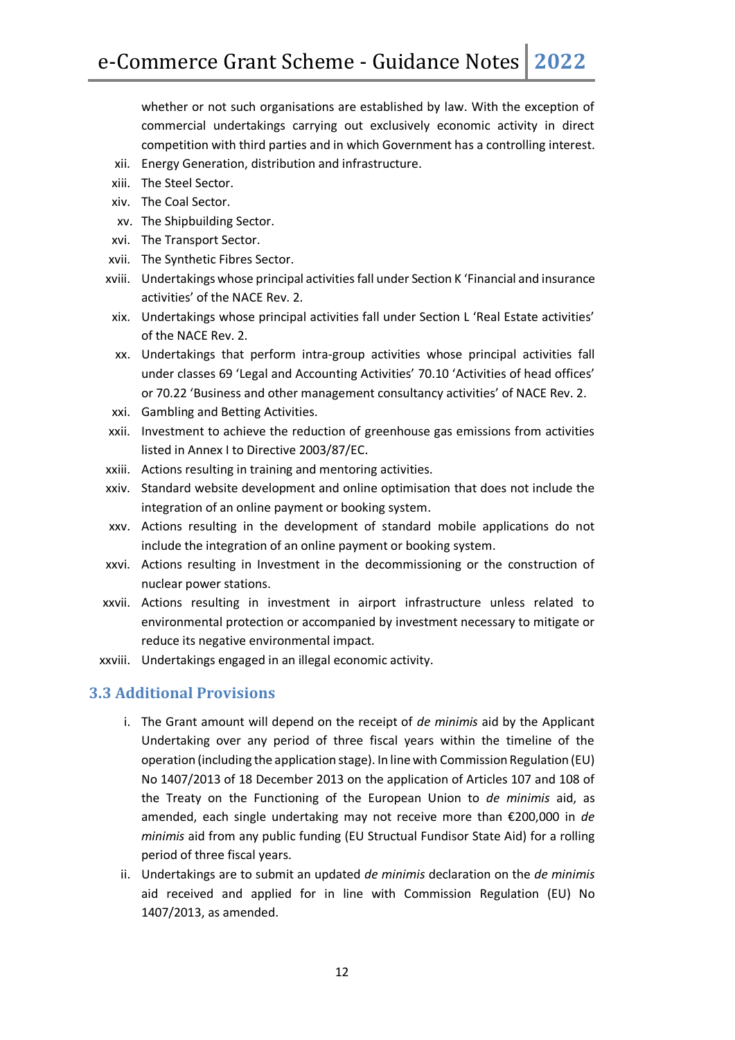whether or not such organisations are established by law. With the exception of commercial undertakings carrying out exclusively economic activity in direct competition with third parties and in which Government has a controlling interest.

xii. Energy Generation, distribution and infrastructure.

xiii. The Steel Sector.

xiv. The Coal Sector.

xv. The Shipbuilding Sector.

xvi. The Transport Sector.

xvii. The Synthetic Fibres Sector.

xviii. Undertakings whose principal activities fall under Section K 'Financial and insurance activities' of the NACE Rev. 2.

xix. Undertakings whose principal activities fall under Section L 'Real Estate activities' of the NACE Rev. 2.

xx. Undertakings that perform intra-group activities whose principal activities fall under classes 69 'Legal and Accounting Activities' 70.10 'Activities of head offices' or 70.22 'Business and other management consultancy activities' of NACE Rev. 2.

xxi. Gambling and Betting Activities.

xxii. Investment to achieve the reduction of greenhouse gas emissions from activities listed in Annex I to Directive 2003/87/EC.

xxiii. Actions resulting in training and mentoring activities.

xxiv. Standard website development and online optimisation that does not include the integration of an online payment or booking system.

xxv. Actions resulting in the development of standard mobile applications do not include the integration of an online payment or booking system.

xxvi. Actions resulting in Investment in the decommissioning or the construction of nuclear power stations.

xxvii. Actions resulting in investment in airport infrastructure unless related to environmental protection or accompanied by investment necessary to mitigate or reduce its negative environmental impact.

xxviii. Undertakings engaged in an illegal economic activity.

## 3.3 Additional Provisions

i. The Grant amount will depend on the receipt of *de minimis* aid by the Applicant Undertaking over any period of three fiscal years within the timeline of the operation (including the application stage). In line with Commission Regulation (EU) No 1407/2013 of 18 December 2013 on the application of Articles 107 and 108 of the Treaty on the Functioning of the European Union to *de minimis* aid, as amended, each single undertaking may not receive more than €200,000 in *de minimis* aid from any public funding (EU Structual Fundisor State Aid) for a rolling period of three fiscal years.

ii. Undertakings are to submit an updated *de minimis* declaration on the *de minimis* aid received and applied for in line with Commission Regulation (EU) No 1407/2013, as amended.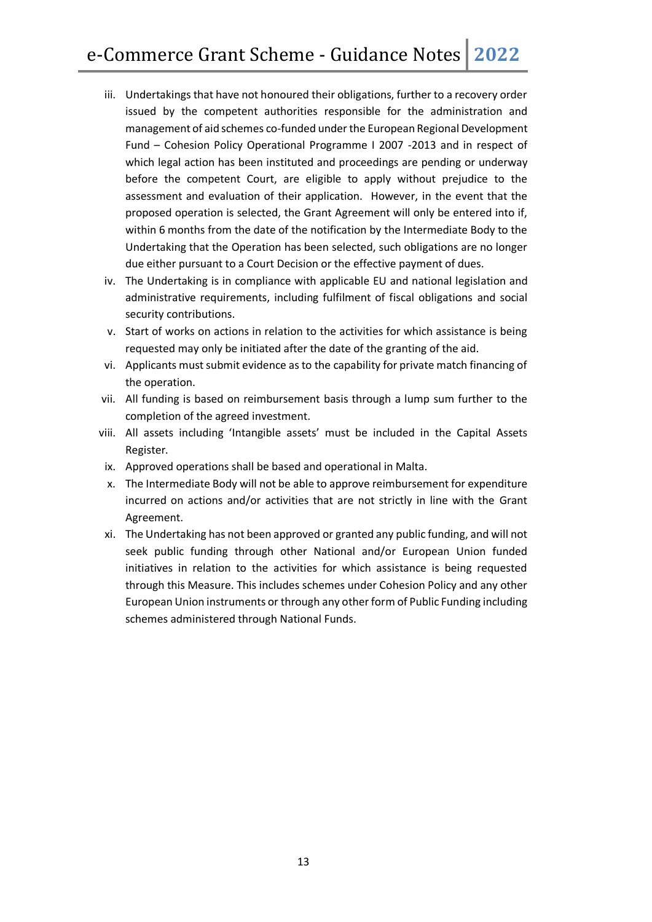iii. Undertakings that have not honoured their obligations, further to a recovery order issued by the competent authorities responsible for the administration and management of aid schemes co-funded under the European Regional Development Fund – Cohesion Policy Operational Programme I 2007 -2013 and in respect of which legal action has been instituted and proceedings are pending or underway before the competent Court, are eligible to apply without prejudice to the assessment and evaluation of their application. However, in the event that the proposed operation is selected, the Grant Agreement will only be entered into if, within 6 months from the date of the notification by the Intermediate Body to the Undertaking that the Operation has been selected, such obligations are no longer due either pursuant to a Court Decision or the effective payment of dues.

iv. The Undertaking is in compliance with applicable EU and national legislation and administrative requirements, including fulfilment of fiscal obligations and social security contributions.

v. Start of works on actions in relation to the activities for which assistance is being requested may only be initiated after the date of the granting of the aid.

vi. Applicants must submit evidence as to the capability for private match financing of the operation.

vii. All funding is based on reimbursement basis through a lump sum further to the completion of the agreed investment.

viii. All assets including 'Intangible assets' must be included in the Capital Assets Register.

ix. Approved operations shall be based and operational in Malta.

x. The Intermediate Body will not be able to approve reimbursement for expenditure incurred on actions and/or activities that are not strictly in line with the Grant Agreement.

xi. The Undertaking has not been approved or granted any public funding, and will not seek public funding through other National and/or European Union funded initiatives in relation to the activities for which assistance is being requested through this Measure. This includes schemes under Cohesion Policy and any other European Union instruments or through any other form of Public Funding including schemes administered through National Funds.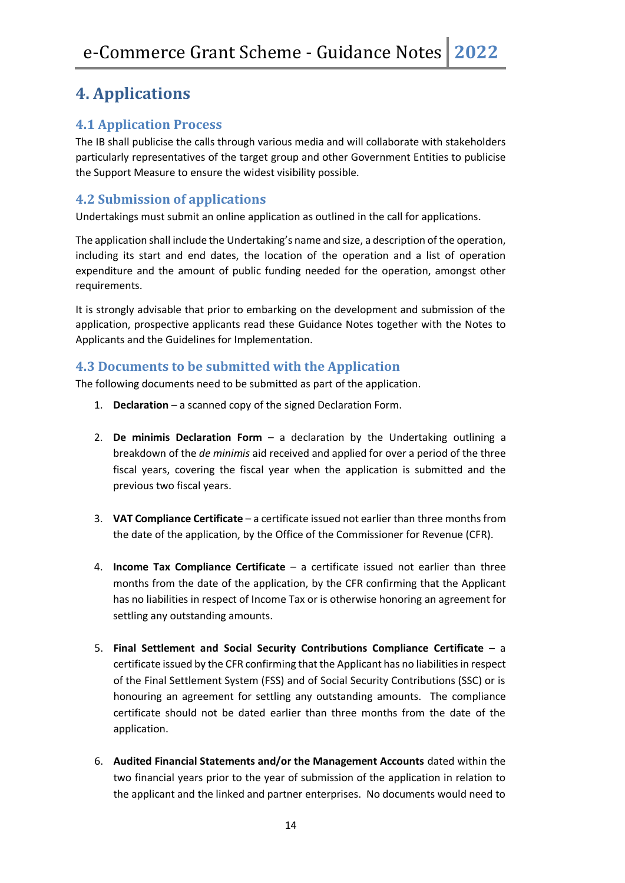# 4. Applications

## 4.1 Application Process

The IB shall publicise the calls through various media and will collaborate with stakeholders particularly representatives of the target group and other Government Entities to publicise the Support Measure to ensure the widest visibility possible.

## 4.2 Submission of applications

Undertakings must submit an online application as outlined in the call for applications.

The application shall include the Undertaking's name and size, a description of the operation, including its start and end dates, the location of the operation and a list of operation expenditure and the amount of public funding needed for the operation, amongst other requirements.

It is strongly advisable that prior to embarking on the development and submission of the application, prospective applicants read these Guidance Notes together with the Notes to Applicants and the Guidelines for Implementation.

## 4.3 Documents to be submitted with the Application

The following documents need to be submitted as part of the application.

1. **Declaration** – a scanned copy of the signed Declaration Form.

2. **De minimis Declaration Form** – a declaration by the Undertaking outlining a breakdown of the *de minimis* aid received and applied for over a period of the three fiscal years, covering the fiscal year when the application is submitted and the previous two fiscal years.

3. **VAT Compliance Certificate** – a certificate issued not earlier than three months from the date of the application, by the Office of the Commissioner for Revenue (CFR).

4. **Income Tax Compliance Certificate** – a certificate issued not earlier than three months from the date of the application, by the CFR confirming that the Applicant has no liabilities in respect of Income Tax or is otherwise honoring an agreement for settling any outstanding amounts.

5. **Final Settlement and Social Security Contributions Compliance Certificate** – a certificate issued by the CFR confirming that the Applicant has no liabilities in respect of the Final Settlement System (FSS) and of Social Security Contributions (SSC) or is honouring an agreement for settling any outstanding amounts. The compliance certificate should not be dated earlier than three months from the date of the application.

6. **Audited Financial Statements and/or the Management Accounts** dated within the two financial years prior to the year of submission of the application in relation to the applicant and the linked and partner enterprises. No documents would need to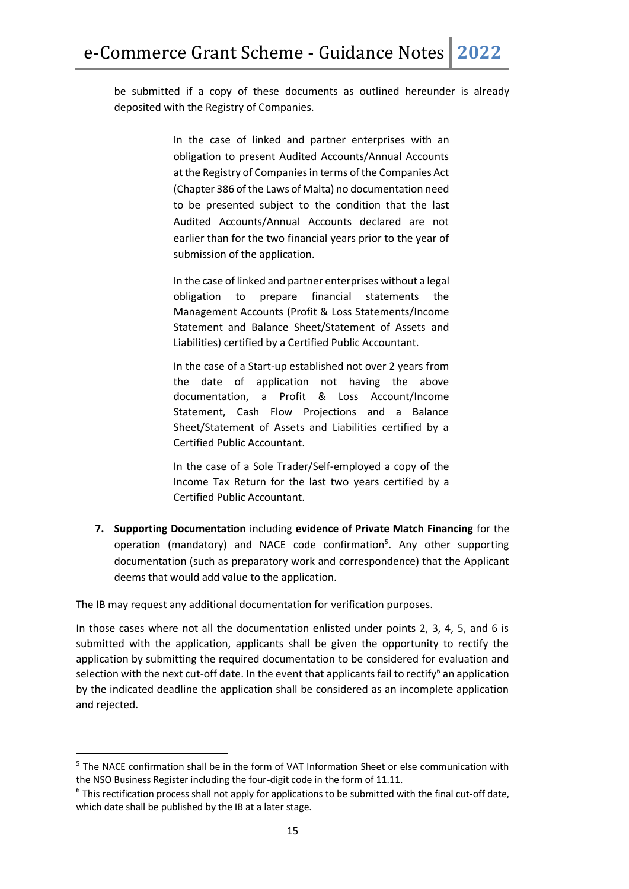be submitted if a copy of these documents as outlined hereunder is already deposited with the Registry of Companies.

> In the case of linked and partner enterprises with an obligation to present Audited Accounts/Annual Accounts at the Registry of Companies in terms of the Companies Act (Chapter 386 of the Laws of Malta) no documentation need to be presented subject to the condition that the last Audited Accounts/Annual Accounts declared are not earlier than for the two financial years prior to the year of submission of the application.
>
> In the case of linked and partner enterprises without a legal obligation to prepare financial statements the Management Accounts (Profit & Loss Statements/Income Statement and Balance Sheet/Statement of Assets and Liabilities) certified by a Certified Public Accountant.
>
> In the case of a Start-up established not over 2 years from the date of application not having the above documentation, a Profit & Loss Account/Income Statement, Cash Flow Projections and a Balance Sheet/Statement of Assets and Liabilities certified by a Certified Public Accountant.
>
> In the case of a Sole Trader/Self-employed a copy of the Income Tax Return for the last two years certified by a Certified Public Accountant.

7. **Supporting Documentation** including **evidence of Private Match Financing** for the operation (mandatory) and NACE code confirmation[5]. Any other supporting documentation (such as preparatory work and correspondence) that the Applicant deems that would add value to the application.

The IB may request any additional documentation for verification purposes.

In those cases where not all the documentation enlisted under points 2, 3, 4, 5, and 6 is submitted with the application, applicants shall be given the opportunity to rectify the application by submitting the required documentation to be considered for evaluation and selection with the next cut-off date. In the event that applicants fail to rectify[6] an application by the indicated deadline the application shall be considered as an incomplete application and rejected.

---

[5] The NACE confirmation shall be in the form of VAT Information Sheet or else communication with the NSO Business Register including the four-digit code in the form of 11.11.

[6] This rectification process shall not apply for applications to be submitted with the final cut-off date, which date shall be published by the IB at a later stage.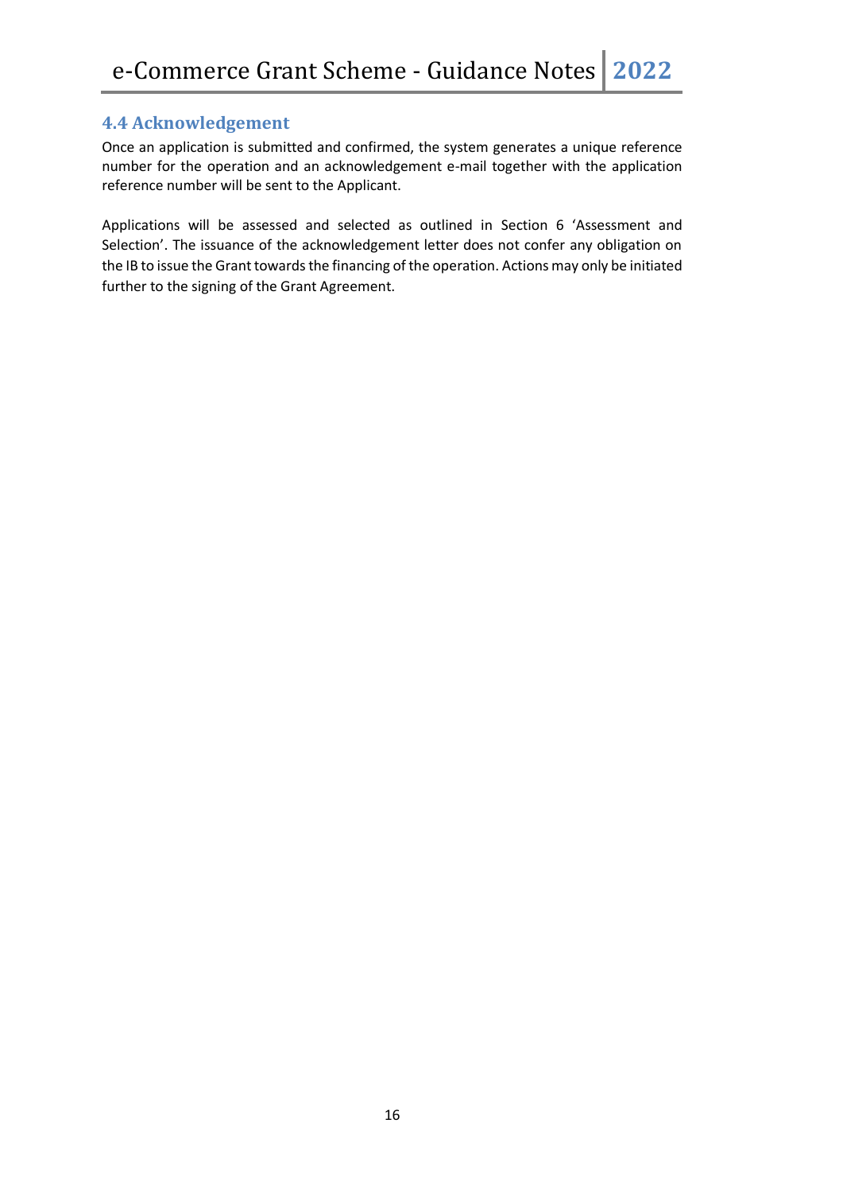## 4.4 Acknowledgement

Once an application is submitted and confirmed, the system generates a unique reference number for the operation and an acknowledgement e-mail together with the application reference number will be sent to the Applicant.

Applications will be assessed and selected as outlined in Section 6 'Assessment and Selection'. The issuance of the acknowledgement letter does not confer any obligation on the IB to issue the Grant towards the financing of the operation. Actions may only be initiated further to the signing of the Grant Agreement.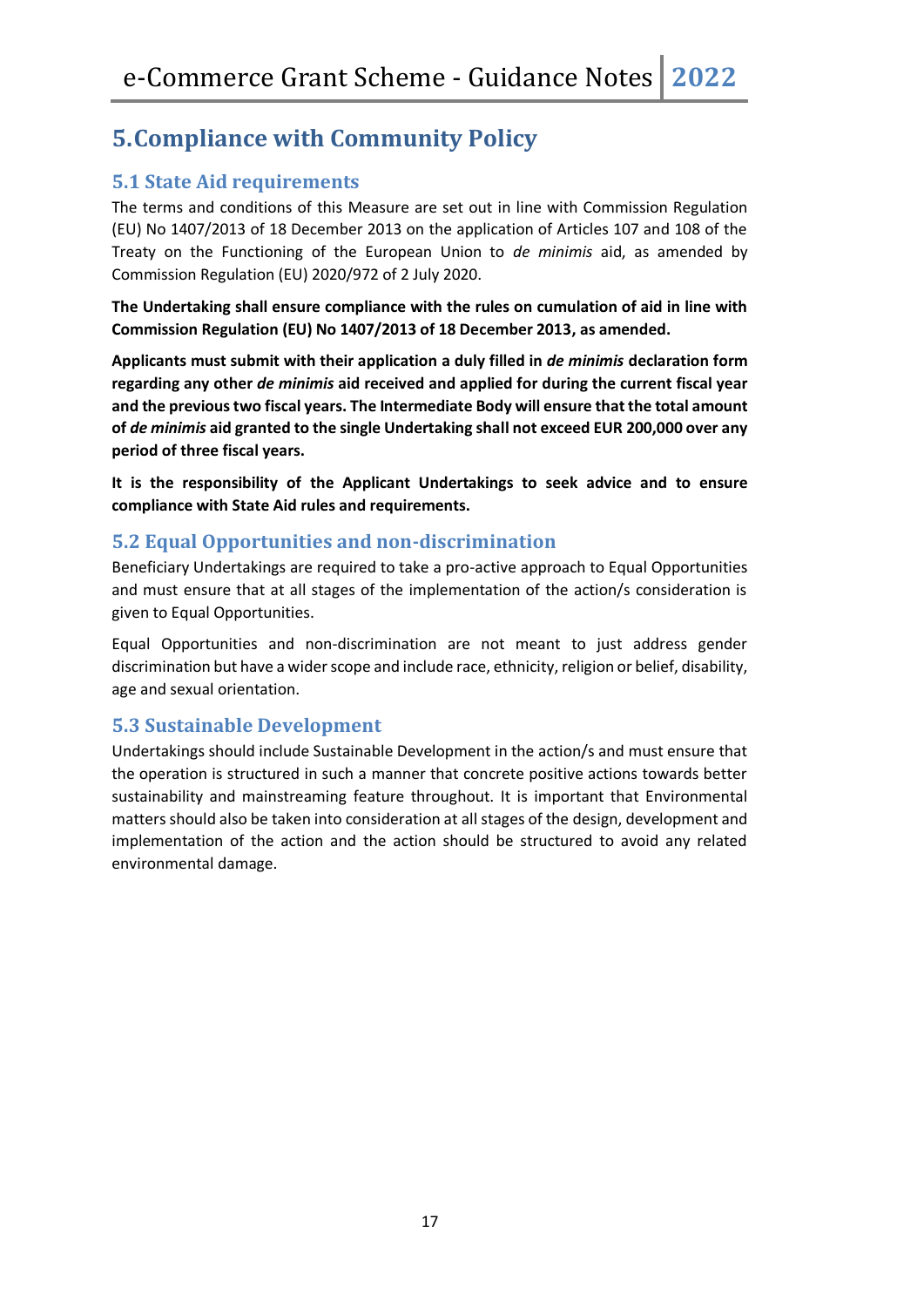# 5. Compliance with Community Policy

## 5.1 State Aid requirements

The terms and conditions of this Measure are set out in line with Commission Regulation (EU) No 1407/2013 of 18 December 2013 on the application of Articles 107 and 108 of the Treaty on the Functioning of the European Union to *de minimis* aid, as amended by Commission Regulation (EU) 2020/972 of 2 July 2020.

**The Undertaking shall ensure compliance with the rules on cumulation of aid in line with Commission Regulation (EU) No 1407/2013 of 18 December 2013, as amended.**

**Applicants must submit with their application a duly filled in *de minimis* declaration form regarding any other *de minimis* aid received and applied for during the current fiscal year and the previous two fiscal years. The Intermediate Body will ensure that the total amount of *de minimis* aid granted to the single Undertaking shall not exceed EUR 200,000 over any period of three fiscal years.**

**It is the responsibility of the Applicant Undertakings to seek advice and to ensure compliance with State Aid rules and requirements.**

## 5.2 Equal Opportunities and non-discrimination

Beneficiary Undertakings are required to take a pro-active approach to Equal Opportunities and must ensure that at all stages of the implementation of the action/s consideration is given to Equal Opportunities.

Equal Opportunities and non-discrimination are not meant to just address gender discrimination but have a wider scope and include race, ethnicity, religion or belief, disability, age and sexual orientation.

## 5.3 Sustainable Development

Undertakings should include Sustainable Development in the action/s and must ensure that the operation is structured in such a manner that concrete positive actions towards better sustainability and mainstreaming feature throughout. It is important that Environmental matters should also be taken into consideration at all stages of the design, development and implementation of the action and the action should be structured to avoid any related environmental damage.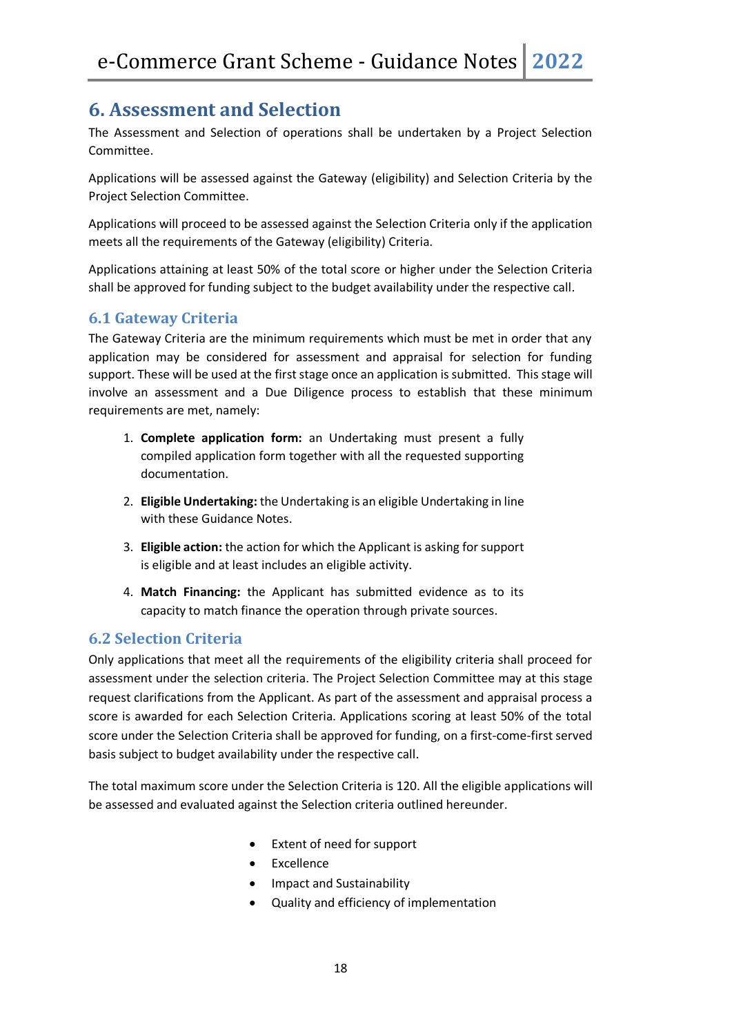## 6. Assessment and Selection

The Assessment and Selection of operations shall be undertaken by a Project Selection Committee.

Applications will be assessed against the Gateway (eligibility) and Selection Criteria by the Project Selection Committee.

Applications will proceed to be assessed against the Selection Criteria only if the application meets all the requirements of the Gateway (eligibility) Criteria.

Applications attaining at least 50% of the total score or higher under the Selection Criteria shall be approved for funding subject to the budget availability under the respective call.

### 6.1 Gateway Criteria

The Gateway Criteria are the minimum requirements which must be met in order that any application may be considered for assessment and appraisal for selection for funding support. These will be used at the first stage once an application is submitted. This stage will involve an assessment and a Due Diligence process to establish that these minimum requirements are met, namely:

1. **Complete application form:** an Undertaking must present a fully compiled application form together with all the requested supporting documentation.
2. **Eligible Undertaking:** the Undertaking is an eligible Undertaking in line with these Guidance Notes.
3. **Eligible action:** the action for which the Applicant is asking for support is eligible and at least includes an eligible activity.
4. **Match Financing:** the Applicant has submitted evidence as to its capacity to match finance the operation through private sources.

### 6.2 Selection Criteria

Only applications that meet all the requirements of the eligibility criteria shall proceed for assessment under the selection criteria. The Project Selection Committee may at this stage request clarifications from the Applicant. As part of the assessment and appraisal process a score is awarded for each Selection Criteria. Applications scoring at least 50% of the total score under the Selection Criteria shall be approved for funding, on a first-come-first served basis subject to budget availability under the respective call.

The total maximum score under the Selection Criteria is 120. All the eligible applications will be assessed and evaluated against the Selection criteria outlined hereunder.

- Extent of need for support
- Excellence
- Impact and Sustainability
- Quality and efficiency of implementation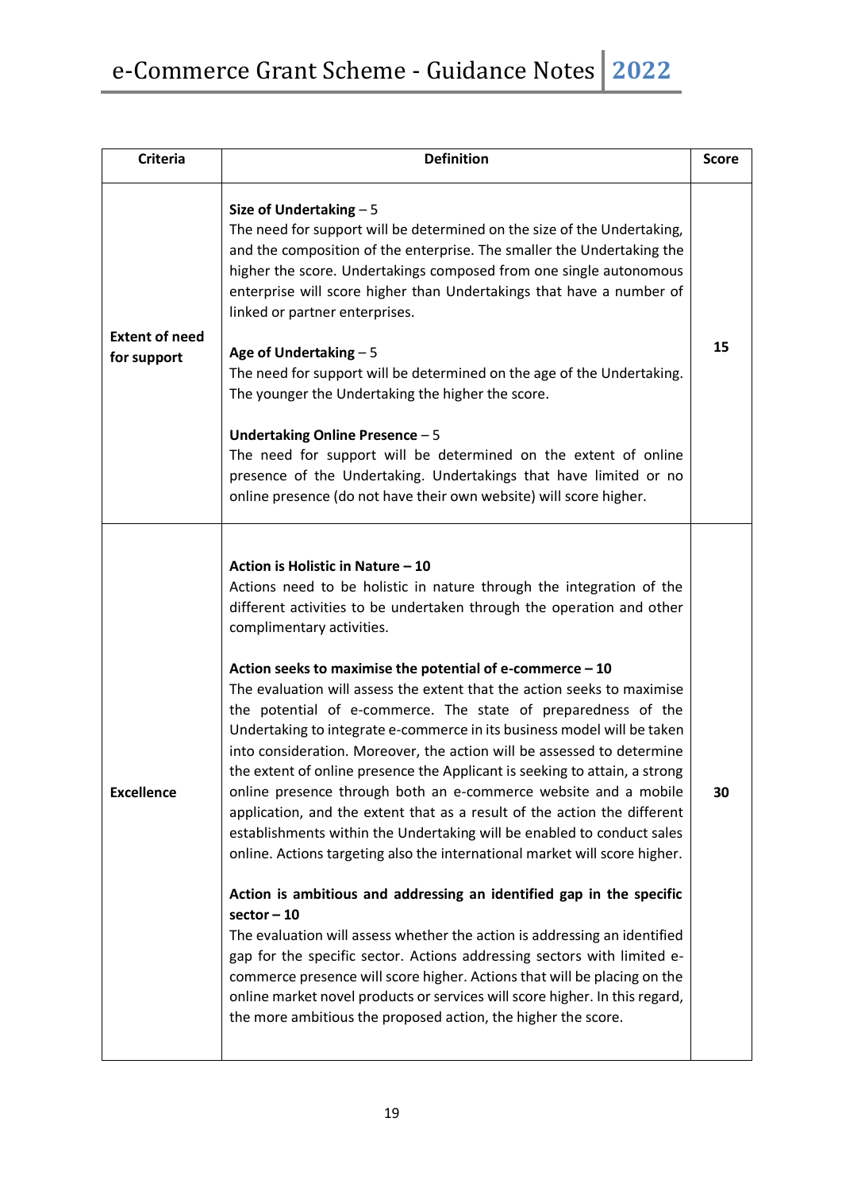| Criteria | Definition | Score |
|---|---|---|
| **Extent of need for support** | **Size of Undertaking** – 5<br>The need for support will be determined on the size of the Undertaking, and the composition of the enterprise. The smaller the Undertaking the higher the score. Undertakings composed from one single autonomous enterprise will score higher than Undertakings that have a number of linked or partner enterprises.<br><br>**Age of Undertaking** – 5<br>The need for support will be determined on the age of the Undertaking. The younger the Undertaking the higher the score.<br><br>**Undertaking Online Presence** – 5<br>The need for support will be determined on the extent of online presence of the Undertaking. Undertakings that have limited or no online presence (do not have their own website) will score higher. | **15** |
| **Excellence** | **Action is Holistic in Nature – 10**<br>Actions need to be holistic in nature through the integration of the different activities to be undertaken through the operation and other complimentary activities.<br><br>**Action seeks to maximise the potential of e-commerce – 10**<br>The evaluation will assess the extent that the action seeks to maximise the potential of e-commerce. The state of preparedness of the Undertaking to integrate e-commerce in its business model will be taken into consideration. Moreover, the action will be assessed to determine the extent of online presence the Applicant is seeking to attain, a strong online presence through both an e-commerce website and a mobile application, and the extent that as a result of the action the different establishments within the Undertaking will be enabled to conduct sales online. Actions targeting also the international market will score higher.<br><br>**Action is ambitious and addressing an identified gap in the specific sector – 10**<br>The evaluation will assess whether the action is addressing an identified gap for the specific sector. Actions addressing sectors with limited e-commerce presence will score higher. Actions that will be placing on the online market novel products or services will score higher. In this regard, the more ambitious the proposed action, the higher the score. | **30** |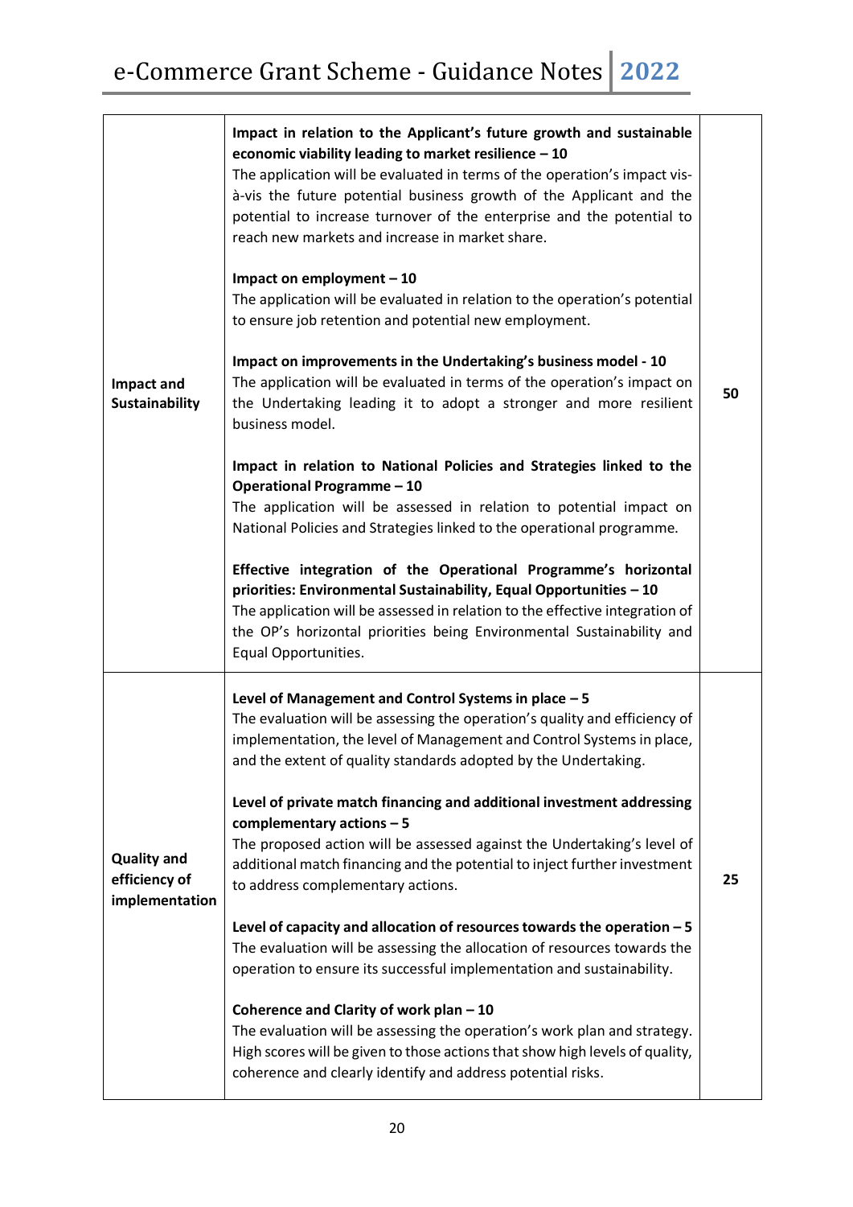| | | |
|---|---|---|
| **Impact and Sustainability** | **Impact in relation to the Applicant's future growth and sustainable economic viability leading to market resilience – 10**<br>The application will be evaluated in terms of the operation's impact vis-à-vis the future potential business growth of the Applicant and the potential to increase turnover of the enterprise and the potential to reach new markets and increase in market share.<br><br>**Impact on employment – 10**<br>The application will be evaluated in relation to the operation's potential to ensure job retention and potential new employment.<br><br>**Impact on improvements in the Undertaking's business model - 10**<br>The application will be evaluated in terms of the operation's impact on the Undertaking leading it to adopt a stronger and more resilient business model.<br><br>**Impact in relation to National Policies and Strategies linked to the Operational Programme – 10**<br>The application will be assessed in relation to potential impact on National Policies and Strategies linked to the operational programme.<br><br>**Effective integration of the Operational Programme's horizontal priorities: Environmental Sustainability, Equal Opportunities – 10**<br>The application will be assessed in relation to the effective integration of the OP's horizontal priorities being Environmental Sustainability and Equal Opportunities. | **50** |
| **Quality and efficiency of implementation** | **Level of Management and Control Systems in place – 5**<br>The evaluation will be assessing the operation's quality and efficiency of implementation, the level of Management and Control Systems in place, and the extent of quality standards adopted by the Undertaking.<br><br>**Level of private match financing and additional investment addressing complementary actions – 5**<br>The proposed action will be assessed against the Undertaking's level of additional match financing and the potential to inject further investment to address complementary actions.<br><br>**Level of capacity and allocation of resources towards the operation – 5**<br>The evaluation will be assessing the allocation of resources towards the operation to ensure its successful implementation and sustainability.<br><br>**Coherence and Clarity of work plan – 10**<br>The evaluation will be assessing the operation's work plan and strategy. High scores will be given to those actions that show high levels of quality, coherence and clearly identify and address potential risks. | **25** |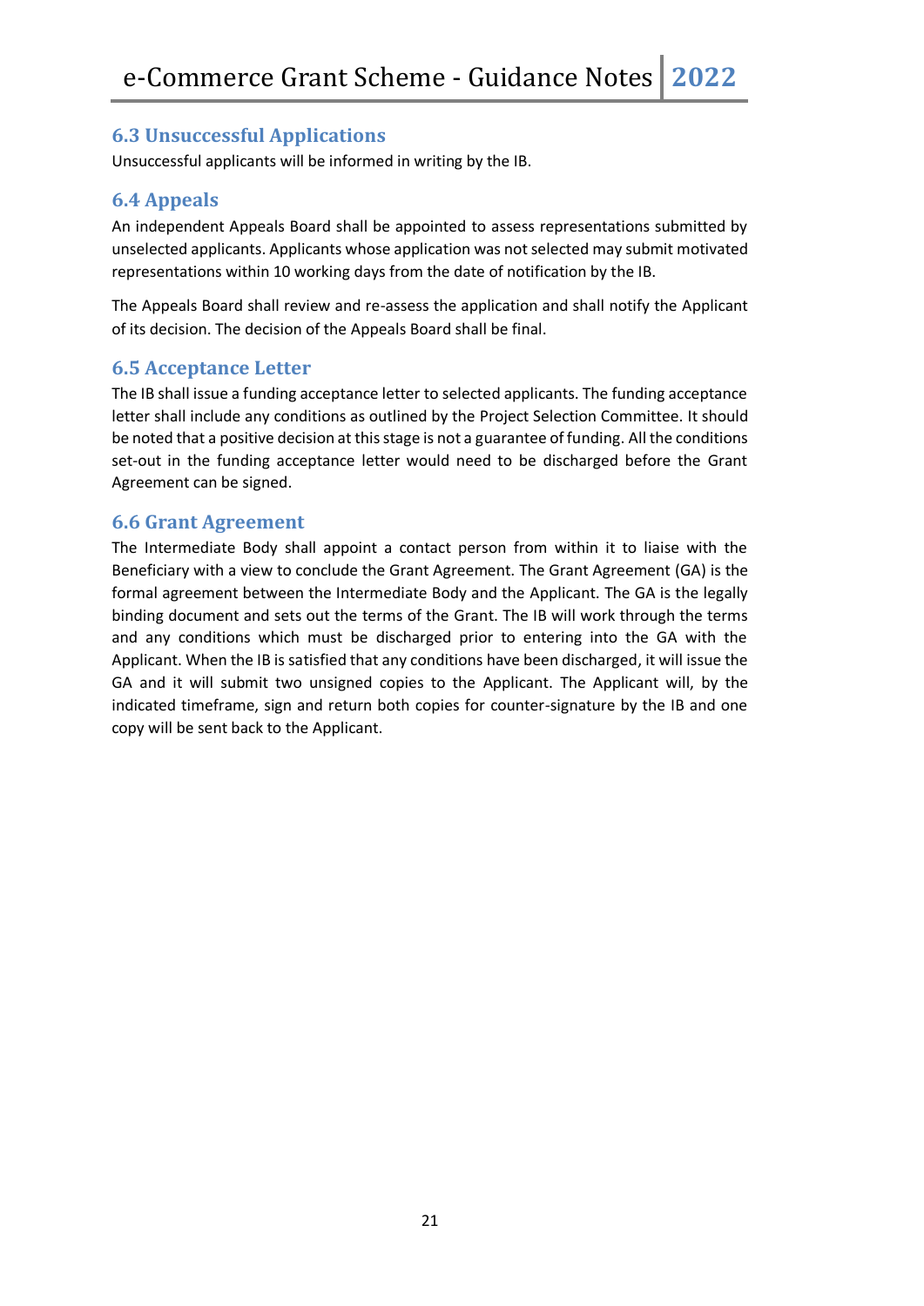## 6.3 Unsuccessful Applications

Unsuccessful applicants will be informed in writing by the IB.

## 6.4 Appeals

An independent Appeals Board shall be appointed to assess representations submitted by unselected applicants. Applicants whose application was not selected may submit motivated representations within 10 working days from the date of notification by the IB.

The Appeals Board shall review and re-assess the application and shall notify the Applicant of its decision. The decision of the Appeals Board shall be final.

## 6.5 Acceptance Letter

The IB shall issue a funding acceptance letter to selected applicants. The funding acceptance letter shall include any conditions as outlined by the Project Selection Committee. It should be noted that a positive decision at this stage is not a guarantee of funding. All the conditions set-out in the funding acceptance letter would need to be discharged before the Grant Agreement can be signed.

## 6.6 Grant Agreement

The Intermediate Body shall appoint a contact person from within it to liaise with the Beneficiary with a view to conclude the Grant Agreement. The Grant Agreement (GA) is the formal agreement between the Intermediate Body and the Applicant. The GA is the legally binding document and sets out the terms of the Grant. The IB will work through the terms and any conditions which must be discharged prior to entering into the GA with the Applicant. When the IB is satisfied that any conditions have been discharged, it will issue the GA and it will submit two unsigned copies to the Applicant. The Applicant will, by the indicated timeframe, sign and return both copies for counter-signature by the IB and one copy will be sent back to the Applicant.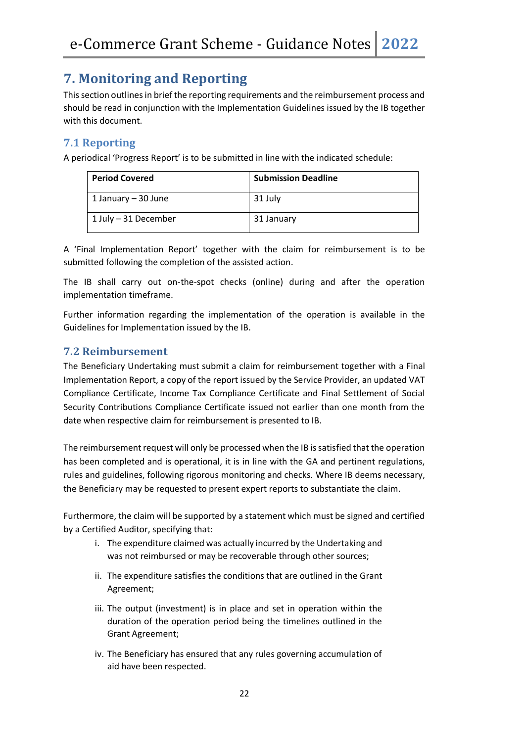# 7. Monitoring and Reporting

This section outlines in brief the reporting requirements and the reimbursement process and should be read in conjunction with the Implementation Guidelines issued by the IB together with this document.

## 7.1 Reporting

A periodical 'Progress Report' is to be submitted in line with the indicated schedule:

| Period Covered | Submission Deadline |
|---|---|
| 1 January – 30 June | 31 July |
| 1 July – 31 December | 31 January |

A 'Final Implementation Report' together with the claim for reimbursement is to be submitted following the completion of the assisted action.

The IB shall carry out on-the-spot checks (online) during and after the operation implementation timeframe.

Further information regarding the implementation of the operation is available in the Guidelines for Implementation issued by the IB.

## 7.2 Reimbursement

The Beneficiary Undertaking must submit a claim for reimbursement together with a Final Implementation Report, a copy of the report issued by the Service Provider, an updated VAT Compliance Certificate, Income Tax Compliance Certificate and Final Settlement of Social Security Contributions Compliance Certificate issued not earlier than one month from the date when respective claim for reimbursement is presented to IB.

The reimbursement request will only be processed when the IB is satisfied that the operation has been completed and is operational, it is in line with the GA and pertinent regulations, rules and guidelines, following rigorous monitoring and checks. Where IB deems necessary, the Beneficiary may be requested to present expert reports to substantiate the claim.

Furthermore, the claim will be supported by a statement which must be signed and certified by a Certified Auditor, specifying that:

i. The expenditure claimed was actually incurred by the Undertaking and was not reimbursed or may be recoverable through other sources;

ii. The expenditure satisfies the conditions that are outlined in the Grant Agreement;

iii. The output (investment) is in place and set in operation within the duration of the operation period being the timelines outlined in the Grant Agreement;

iv. The Beneficiary has ensured that any rules governing accumulation of aid have been respected.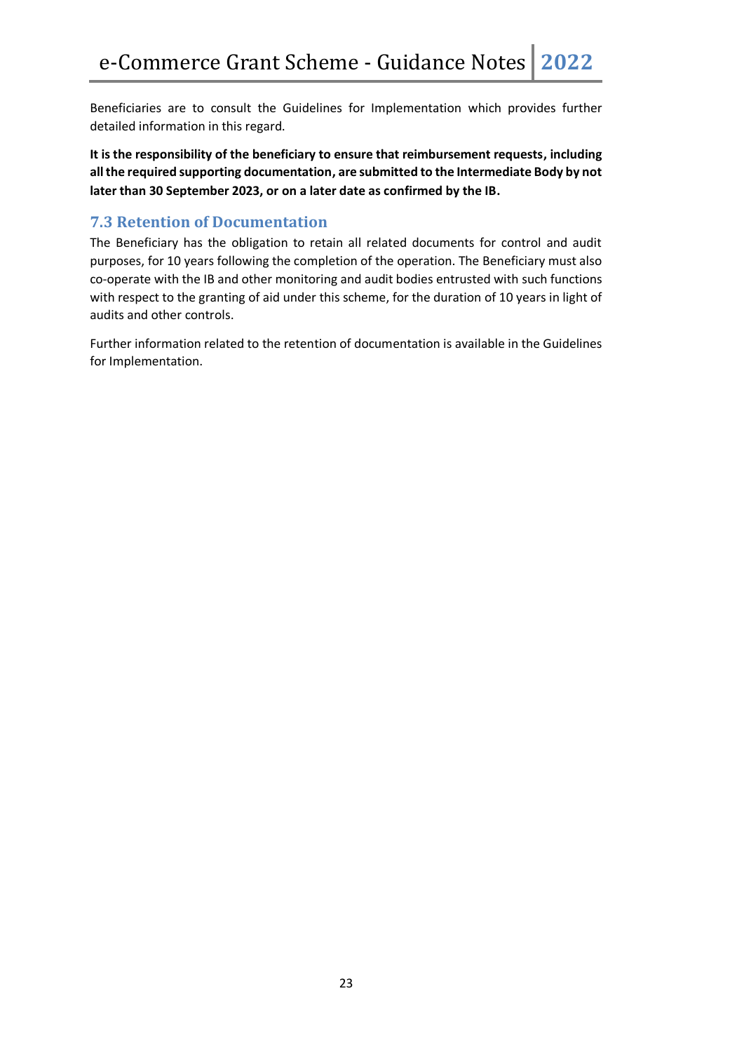Beneficiaries are to consult the Guidelines for Implementation which provides further detailed information in this regard.

**It is the responsibility of the beneficiary to ensure that reimbursement requests, including all the required supporting documentation, are submitted to the Intermediate Body by not later than 30 September 2023, or on a later date as confirmed by the IB.**

### 7.3 Retention of Documentation

The Beneficiary has the obligation to retain all related documents for control and audit purposes, for 10 years following the completion of the operation. The Beneficiary must also co-operate with the IB and other monitoring and audit bodies entrusted with such functions with respect to the granting of aid under this scheme, for the duration of 10 years in light of audits and other controls.

Further information related to the retention of documentation is available in the Guidelines for Implementation.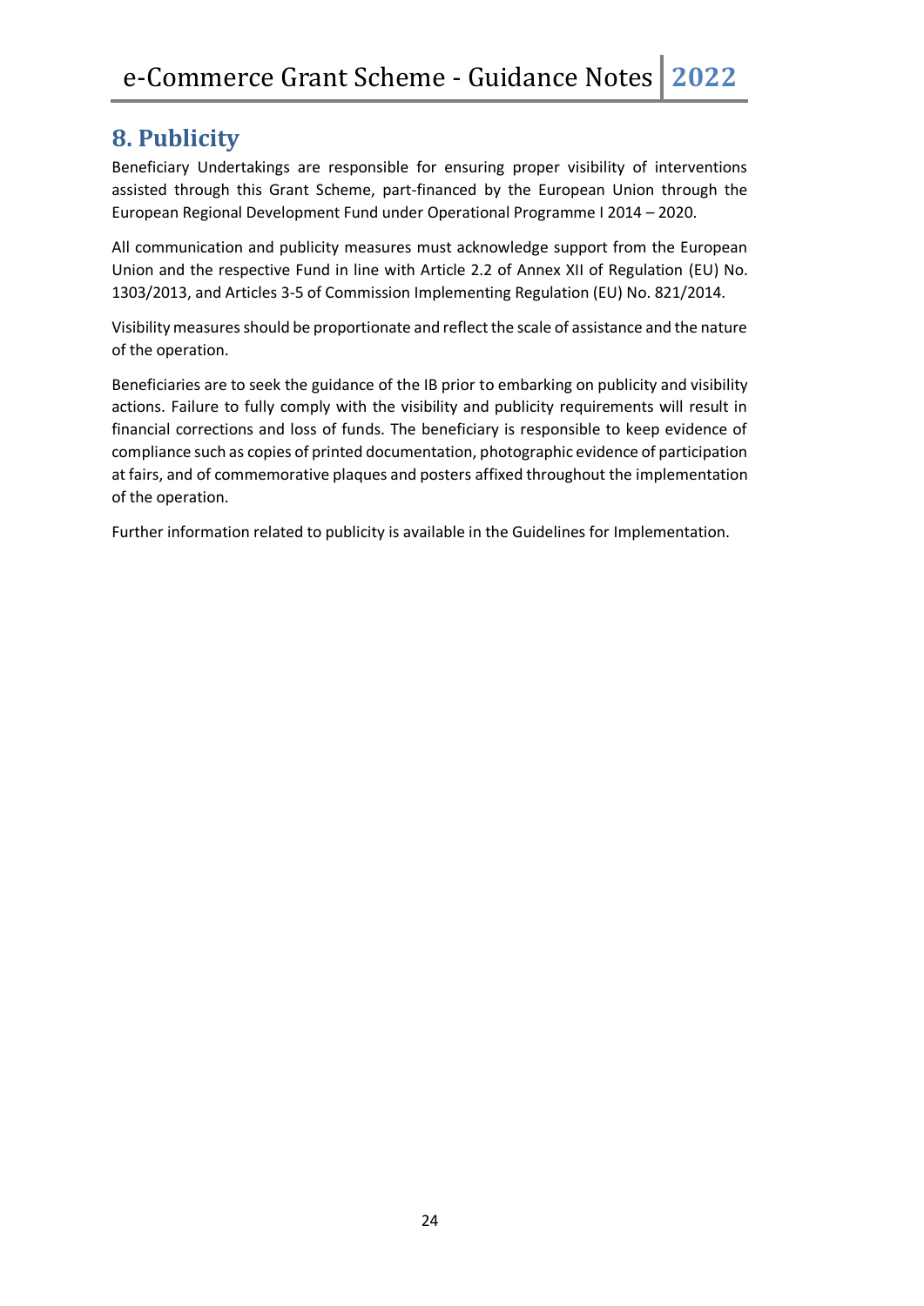## 8. Publicity

Beneficiary Undertakings are responsible for ensuring proper visibility of interventions assisted through this Grant Scheme, part-financed by the European Union through the European Regional Development Fund under Operational Programme I 2014 – 2020.

All communication and publicity measures must acknowledge support from the European Union and the respective Fund in line with Article 2.2 of Annex XII of Regulation (EU) No. 1303/2013, and Articles 3-5 of Commission Implementing Regulation (EU) No. 821/2014.

Visibility measures should be proportionate and reflect the scale of assistance and the nature of the operation.

Beneficiaries are to seek the guidance of the IB prior to embarking on publicity and visibility actions. Failure to fully comply with the visibility and publicity requirements will result in financial corrections and loss of funds. The beneficiary is responsible to keep evidence of compliance such as copies of printed documentation, photographic evidence of participation at fairs, and of commemorative plaques and posters affixed throughout the implementation of the operation.

Further information related to publicity is available in the Guidelines for Implementation.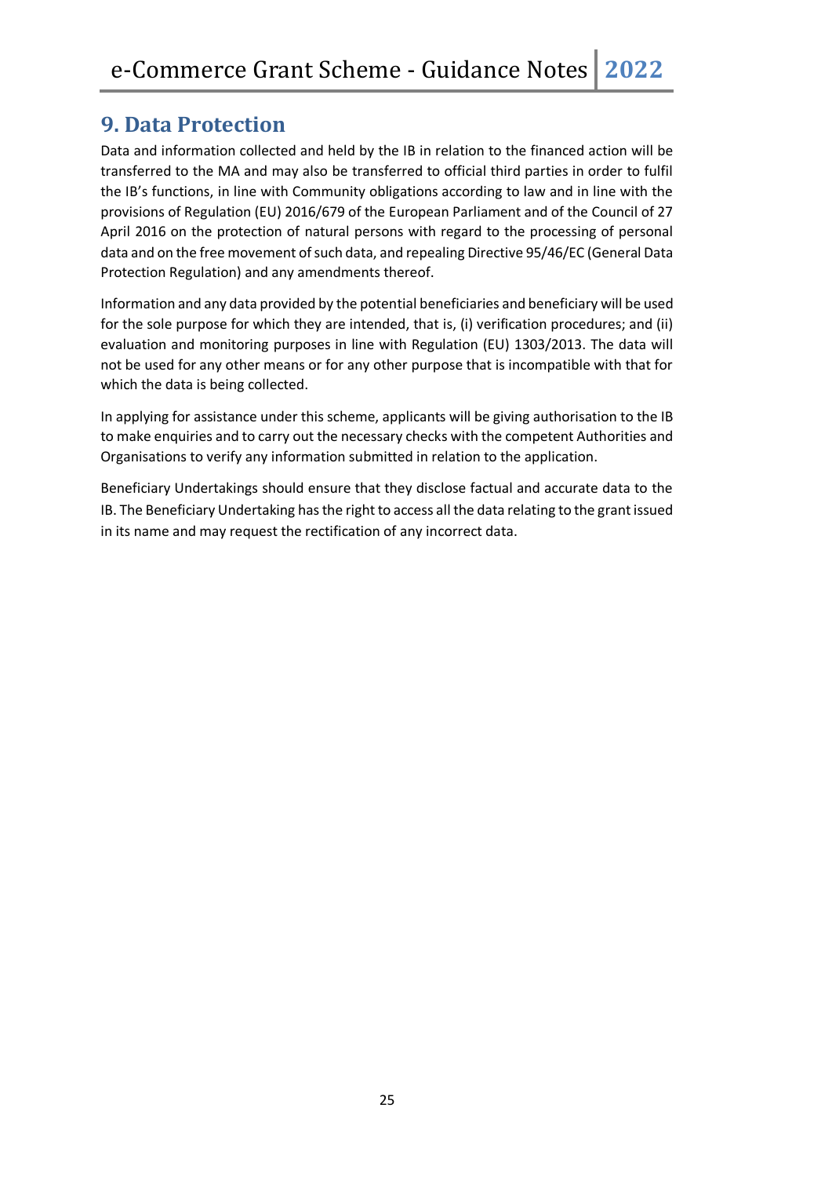## 9. Data Protection

Data and information collected and held by the IB in relation to the financed action will be transferred to the MA and may also be transferred to official third parties in order to fulfil the IB's functions, in line with Community obligations according to law and in line with the provisions of Regulation (EU) 2016/679 of the European Parliament and of the Council of 27 April 2016 on the protection of natural persons with regard to the processing of personal data and on the free movement of such data, and repealing Directive 95/46/EC (General Data Protection Regulation) and any amendments thereof.

Information and any data provided by the potential beneficiaries and beneficiary will be used for the sole purpose for which they are intended, that is, (i) verification procedures; and (ii) evaluation and monitoring purposes in line with Regulation (EU) 1303/2013. The data will not be used for any other means or for any other purpose that is incompatible with that for which the data is being collected.

In applying for assistance under this scheme, applicants will be giving authorisation to the IB to make enquiries and to carry out the necessary checks with the competent Authorities and Organisations to verify any information submitted in relation to the application.

Beneficiary Undertakings should ensure that they disclose factual and accurate data to the IB. The Beneficiary Undertaking has the right to access all the data relating to the grant issued in its name and may request the rectification of any incorrect data.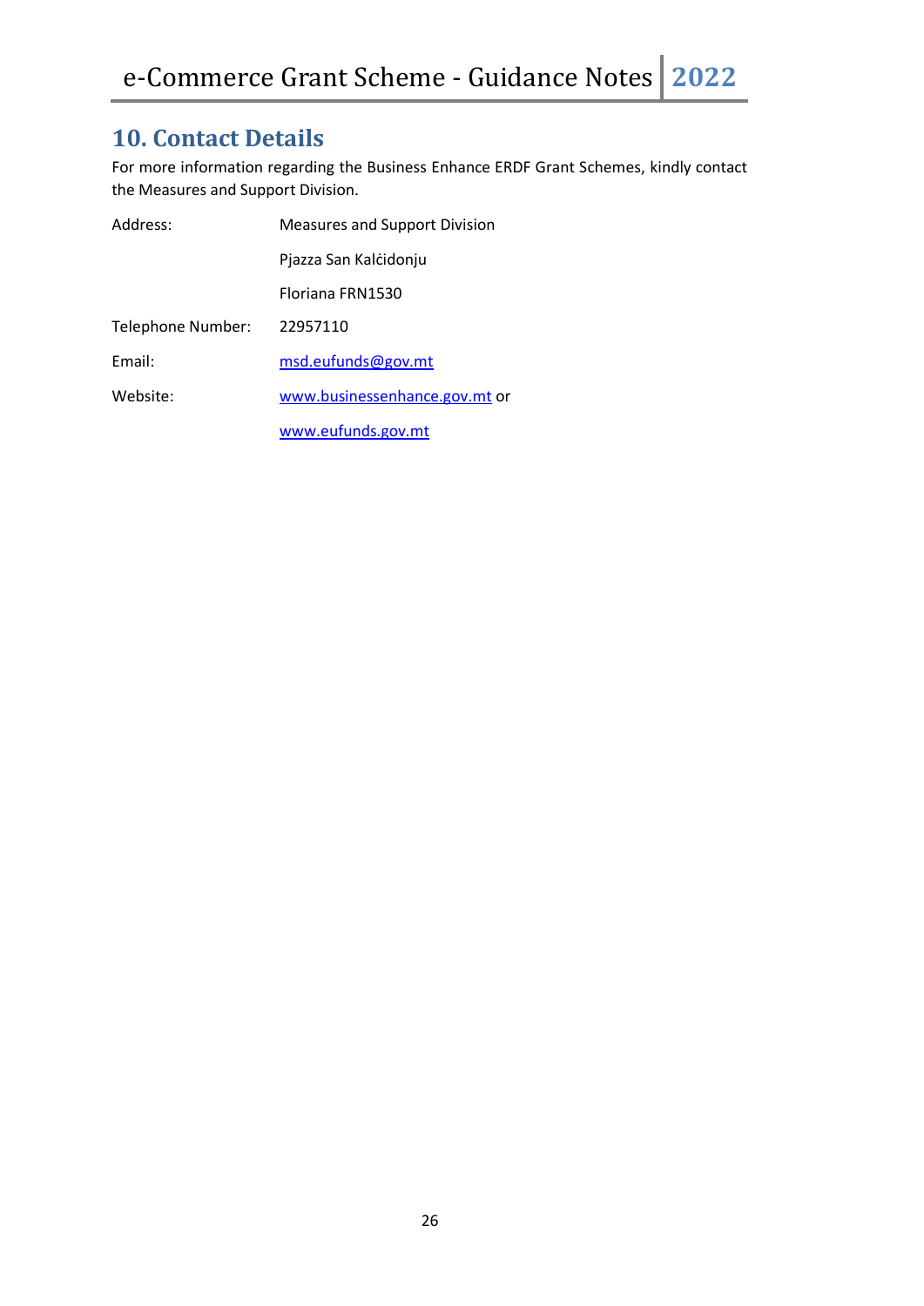## 10. Contact Details

For more information regarding the Business Enhance ERDF Grant Schemes, kindly contact the Measures and Support Division.

| | |
|---|---|
| Address: | Measures and Support Division |
| | Pjazza San Kalċidonju |
| | Floriana FRN1530 |
| Telephone Number: | 22957110 |
| Email: | msd.eufunds@gov.mt |
| Website: | www.businessenhance.gov.mt or |
| | www.eufunds.gov.mt |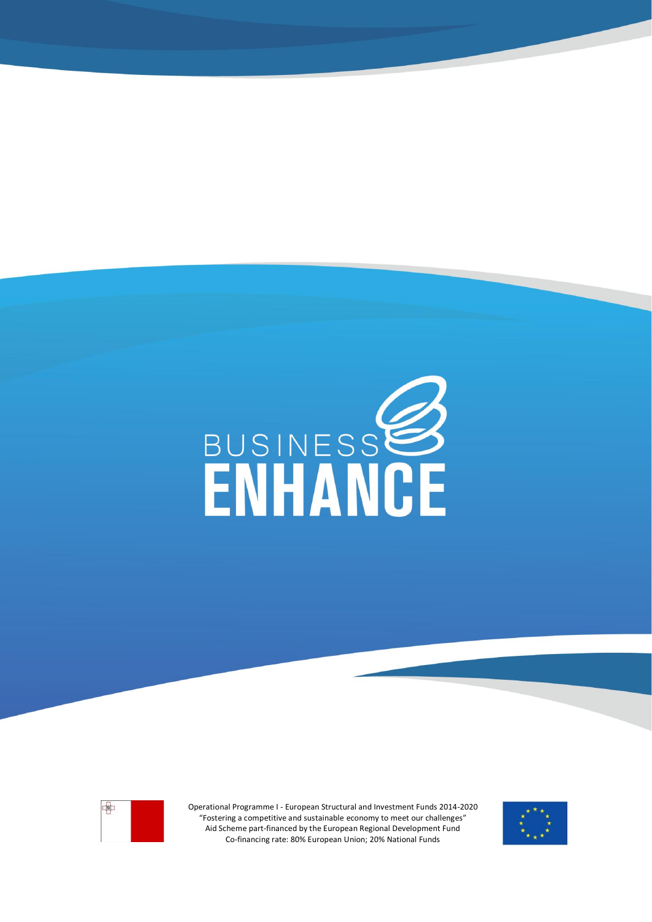BUSINESS
ENHANCE

Operational Programme I - European Structural and Investment Funds 2014-2020
“Fostering a competitive and sustainable economy to meet our challenges”
Aid Scheme part-financed by the European Regional Development Fund
Co-financing rate: 80% European Union; 20% National Funds